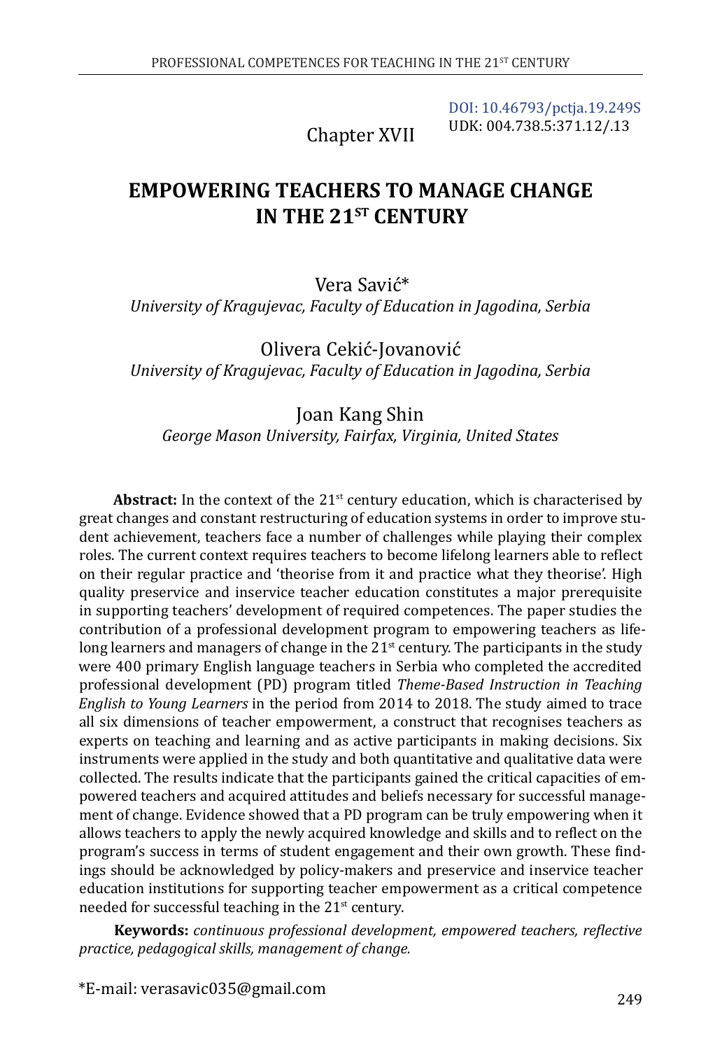DOI: 10.46793/pctja.19.249S
UDK: 004.738.5:371.12/.13

Chapter XVII

# EMPOWERING TEACHERS TO MANAGE CHANGE IN THE 21ST CENTURY

Vera Savić*
*University of Kragujevac, Faculty of Education in Jagodina, Serbia*

Olivera Cekić-Jovanović
*University of Kragujevac, Faculty of Education in Jagodina, Serbia*

Joan Kang Shin
*George Mason University, Fairfax, Virginia, United States*

**Abstract:** In the context of the 21st century education, which is characterised by great changes and constant restructuring of education systems in order to improve student achievement, teachers face a number of challenges while playing their complex roles. The current context requires teachers to become lifelong learners able to reflect on their regular practice and 'theorise from it and practice what they theorise'. High quality preservice and inservice teacher education constitutes a major prerequisite in supporting teachers' development of required competences. The paper studies the contribution of a professional development program to empowering teachers as lifelong learners and managers of change in the 21st century. The participants in the study were 400 primary English language teachers in Serbia who completed the accredited professional development (PD) program titled *Theme-Based Instruction in Teaching English to Young Learners* in the period from 2014 to 2018. The study aimed to trace all six dimensions of teacher empowerment, a construct that recognises teachers as experts on teaching and learning and as active participants in making decisions. Six instruments were applied in the study and both quantitative and qualitative data were collected. The results indicate that the participants gained the critical capacities of empowered teachers and acquired attitudes and beliefs necessary for successful management of change. Evidence showed that a PD program can be truly empowering when it allows teachers to apply the newly acquired knowledge and skills and to reflect on the program's success in terms of student engagement and their own growth. These findings should be acknowledged by policy-makers and preservice and inservice teacher education institutions for supporting teacher empowerment as a critical competence needed for successful teaching in the 21st century.

**Keywords:** *continuous professional development, empowered teachers, reflective practice, pedagogical skills, management of change.*

*E-mail: verasavic035@gmail.com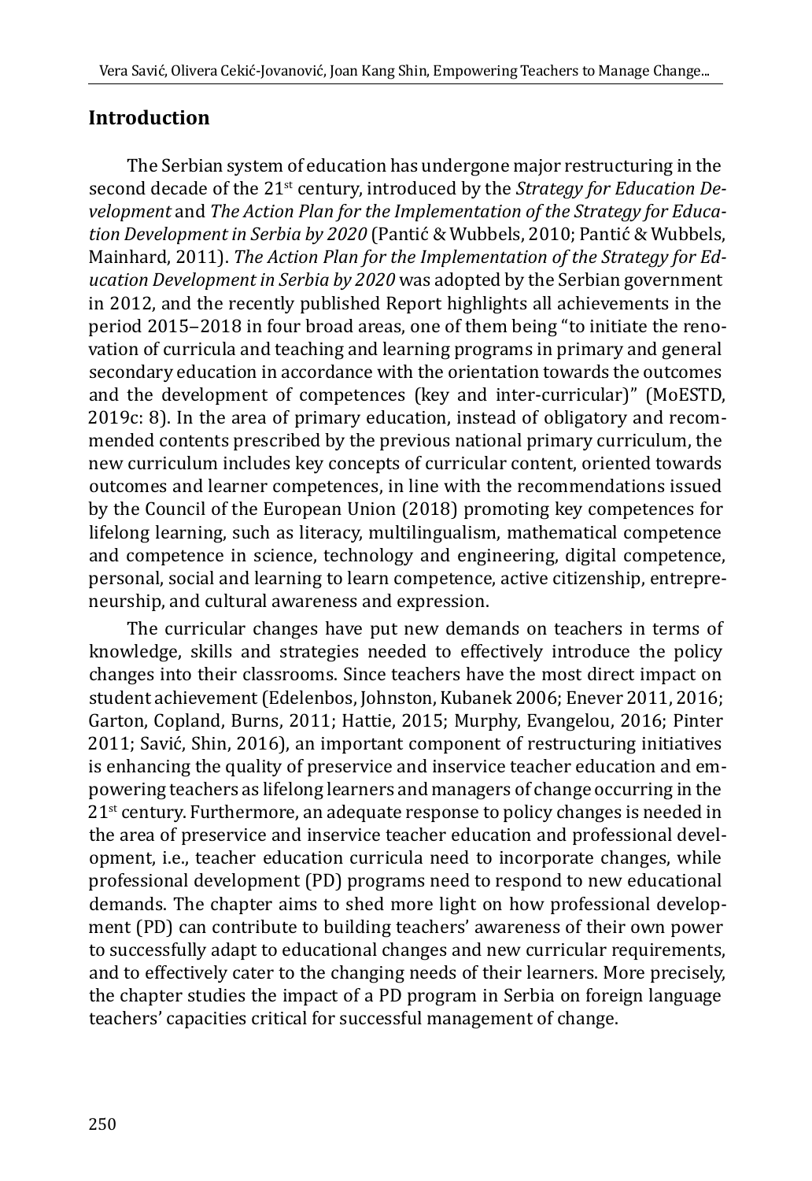## Introduction

The Serbian system of education has undergone major restructuring in the second decade of the 21st century, introduced by the *Strategy for Education Development* and *The Action Plan for the Implementation of the Strategy for Education Development in Serbia by 2020* (Pantić & Wubbels, 2010; Pantić & Wubbels, Mainhard, 2011). *The Action Plan for the Implementation of the Strategy for Education Development in Serbia by 2020* was adopted by the Serbian government in 2012, and the recently published Report highlights all achievements in the period 2015–2018 in four broad areas, one of them being "to initiate the renovation of curricula and teaching and learning programs in primary and general secondary education in accordance with the orientation towards the outcomes and the development of competences (key and inter-curricular)" (MoESTD, 2019c: 8). In the area of primary education, instead of obligatory and recommended contents prescribed by the previous national primary curriculum, the new curriculum includes key concepts of curricular content, oriented towards outcomes and learner competences, in line with the recommendations issued by the Council of the European Union (2018) promoting key competences for lifelong learning, such as literacy, multilingualism, mathematical competence and competence in science, technology and engineering, digital competence, personal, social and learning to learn competence, active citizenship, entrepreneurship, and cultural awareness and expression.

The curricular changes have put new demands on teachers in terms of knowledge, skills and strategies needed to effectively introduce the policy changes into their classrooms. Since teachers have the most direct impact on student achievement (Edelenbos, Johnston, Kubanek 2006; Enever 2011, 2016; Garton, Copland, Burns, 2011; Hattie, 2015; Murphy, Evangelou, 2016; Pinter 2011; Savić, Shin, 2016), an important component of restructuring initiatives is enhancing the quality of preservice and inservice teacher education and empowering teachers as lifelong learners and managers of change occurring in the 21st century. Furthermore, an adequate response to policy changes is needed in the area of preservice and inservice teacher education and professional development, i.e., teacher education curricula need to incorporate changes, while professional development (PD) programs need to respond to new educational demands. The chapter aims to shed more light on how professional development (PD) can contribute to building teachers' awareness of their own power to successfully adapt to educational changes and new curricular requirements, and to effectively cater to the changing needs of their learners. More precisely, the chapter studies the impact of a PD program in Serbia on foreign language teachers' capacities critical for successful management of change.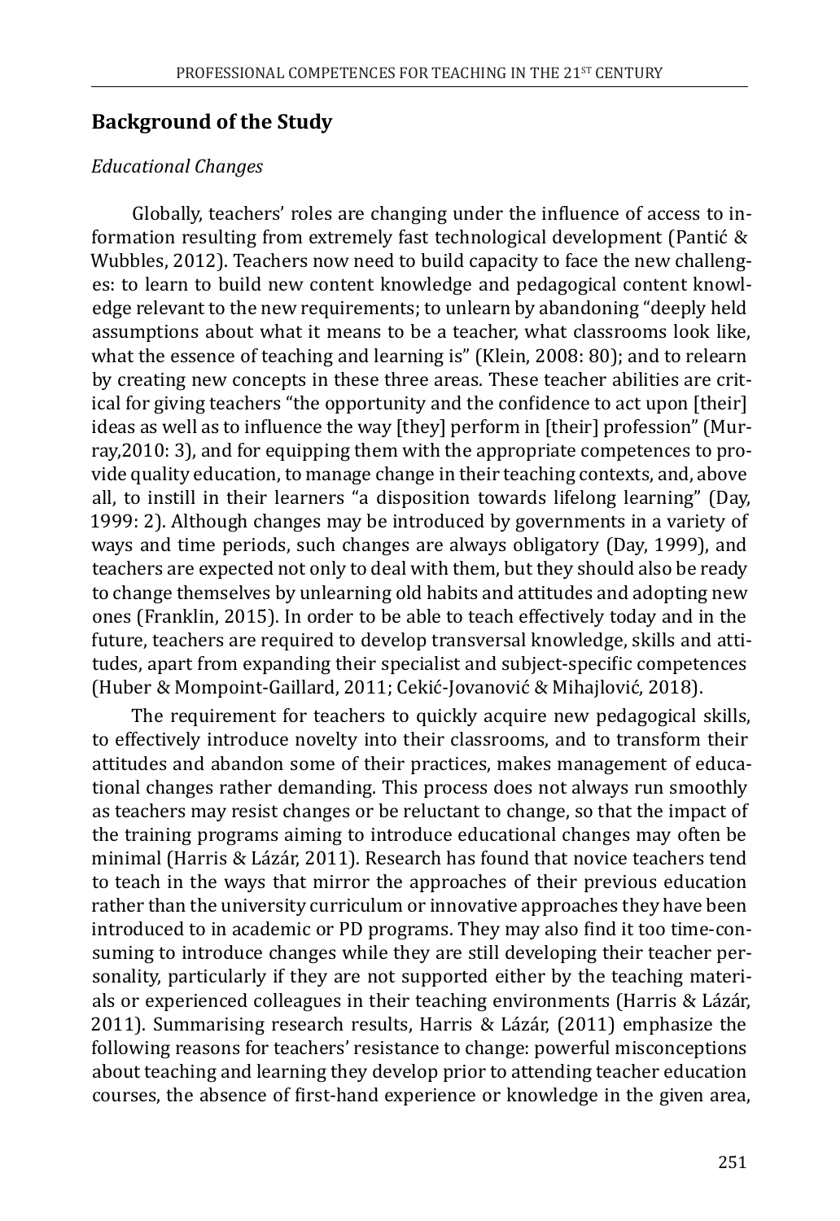## Background of the Study

### *Educational Changes*

Globally, teachers' roles are changing under the influence of access to information resulting from extremely fast technological development (Pantić & Wubbles, 2012). Teachers now need to build capacity to face the new challenges: to learn to build new content knowledge and pedagogical content knowledge relevant to the new requirements; to unlearn by abandoning "deeply held assumptions about what it means to be a teacher, what classrooms look like, what the essence of teaching and learning is" (Klein, 2008: 80); and to relearn by creating new concepts in these three areas. These teacher abilities are critical for giving teachers "the opportunity and the confidence to act upon [their] ideas as well as to influence the way [they] perform in [their] profession" (Murray,2010: 3), and for equipping them with the appropriate competences to provide quality education, to manage change in their teaching contexts, and, above all, to instill in their learners "a disposition towards lifelong learning" (Day, 1999: 2). Although changes may be introduced by governments in a variety of ways and time periods, such changes are always obligatory (Day, 1999), and teachers are expected not only to deal with them, but they should also be ready to change themselves by unlearning old habits and attitudes and adopting new ones (Franklin, 2015). In order to be able to teach effectively today and in the future, teachers are required to develop transversal knowledge, skills and attitudes, apart from expanding their specialist and subject-specific competences (Huber & Mompoint-Gaillard, 2011; Cekić-Jovanović & Mihajlović, 2018).

The requirement for teachers to quickly acquire new pedagogical skills, to effectively introduce novelty into their classrooms, and to transform their attitudes and abandon some of their practices, makes management of educational changes rather demanding. This process does not always run smoothly as teachers may resist changes or be reluctant to change, so that the impact of the training programs aiming to introduce educational changes may often be minimal (Harris & Lázár, 2011). Research has found that novice teachers tend to teach in the ways that mirror the approaches of their previous education rather than the university curriculum or innovative approaches they have been introduced to in academic or PD programs. They may also find it too time-consuming to introduce changes while they are still developing their teacher personality, particularly if they are not supported either by the teaching materials or experienced colleagues in their teaching environments (Harris & Lázár, 2011). Summarising research results, Harris & Lázár, (2011) emphasize the following reasons for teachers' resistance to change: powerful misconceptions about teaching and learning they develop prior to attending teacher education courses, the absence of first-hand experience or knowledge in the given area,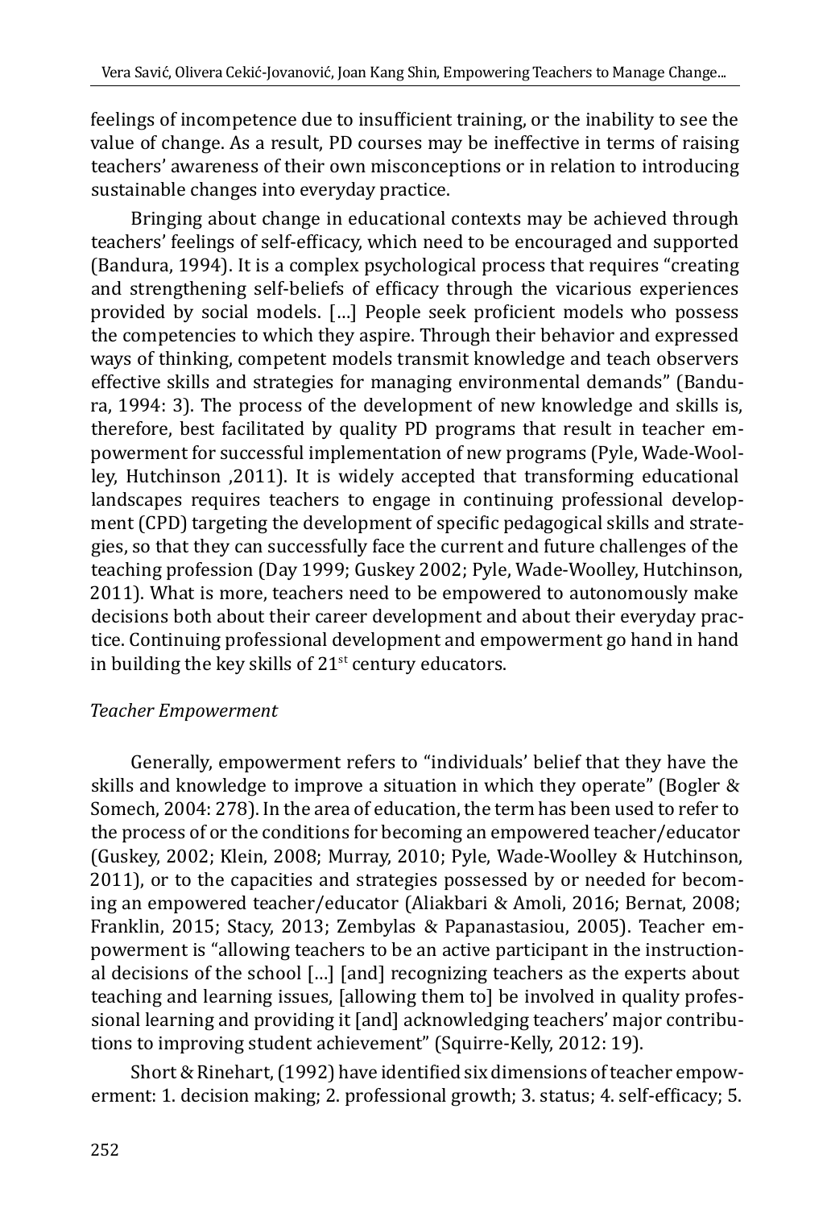feelings of incompetence due to insufficient training, or the inability to see the value of change. As a result, PD courses may be ineffective in terms of raising teachers' awareness of their own misconceptions or in relation to introducing sustainable changes into everyday practice.

Bringing about change in educational contexts may be achieved through teachers' feelings of self-efficacy, which need to be encouraged and supported (Bandura, 1994). It is a complex psychological process that requires "creating and strengthening self-beliefs of efficacy through the vicarious experiences provided by social models. […] People seek proficient models who possess the competencies to which they aspire. Through their behavior and expressed ways of thinking, competent models transmit knowledge and teach observers effective skills and strategies for managing environmental demands" (Bandura, 1994: 3). The process of the development of new knowledge and skills is, therefore, best facilitated by quality PD programs that result in teacher empowerment for successful implementation of new programs (Pyle, Wade-Woolley, Hutchinson ,2011). It is widely accepted that transforming educational landscapes requires teachers to engage in continuing professional development (CPD) targeting the development of specific pedagogical skills and strategies, so that they can successfully face the current and future challenges of the teaching profession (Day 1999; Guskey 2002; Pyle, Wade-Woolley, Hutchinson, 2011). What is more, teachers need to be empowered to autonomously make decisions both about their career development and about their everyday practice. Continuing professional development and empowerment go hand in hand in building the key skills of 21st century educators.

*Teacher Empowerment*

Generally, empowerment refers to "individuals' belief that they have the skills and knowledge to improve a situation in which they operate" (Bogler & Somech, 2004: 278). In the area of education, the term has been used to refer to the process of or the conditions for becoming an empowered teacher/educator (Guskey, 2002; Klein, 2008; Murray, 2010; Pyle, Wade-Woolley & Hutchinson, 2011), or to the capacities and strategies possessed by or needed for becoming an empowered teacher/educator (Aliakbari & Amoli, 2016; Bernat, 2008; Franklin, 2015; Stacy, 2013; Zembylas & Papanastasiou, 2005). Teacher empowerment is "allowing teachers to be an active participant in the instructional decisions of the school […] [and] recognizing teachers as the experts about teaching and learning issues, [allowing them to] be involved in quality professional learning and providing it [and] acknowledging teachers' major contributions to improving student achievement" (Squirre-Kelly, 2012: 19).

Short & Rinehart, (1992) have identified six dimensions of teacher empowerment: 1. decision making; 2. professional growth; 3. status; 4. self-efficacy; 5.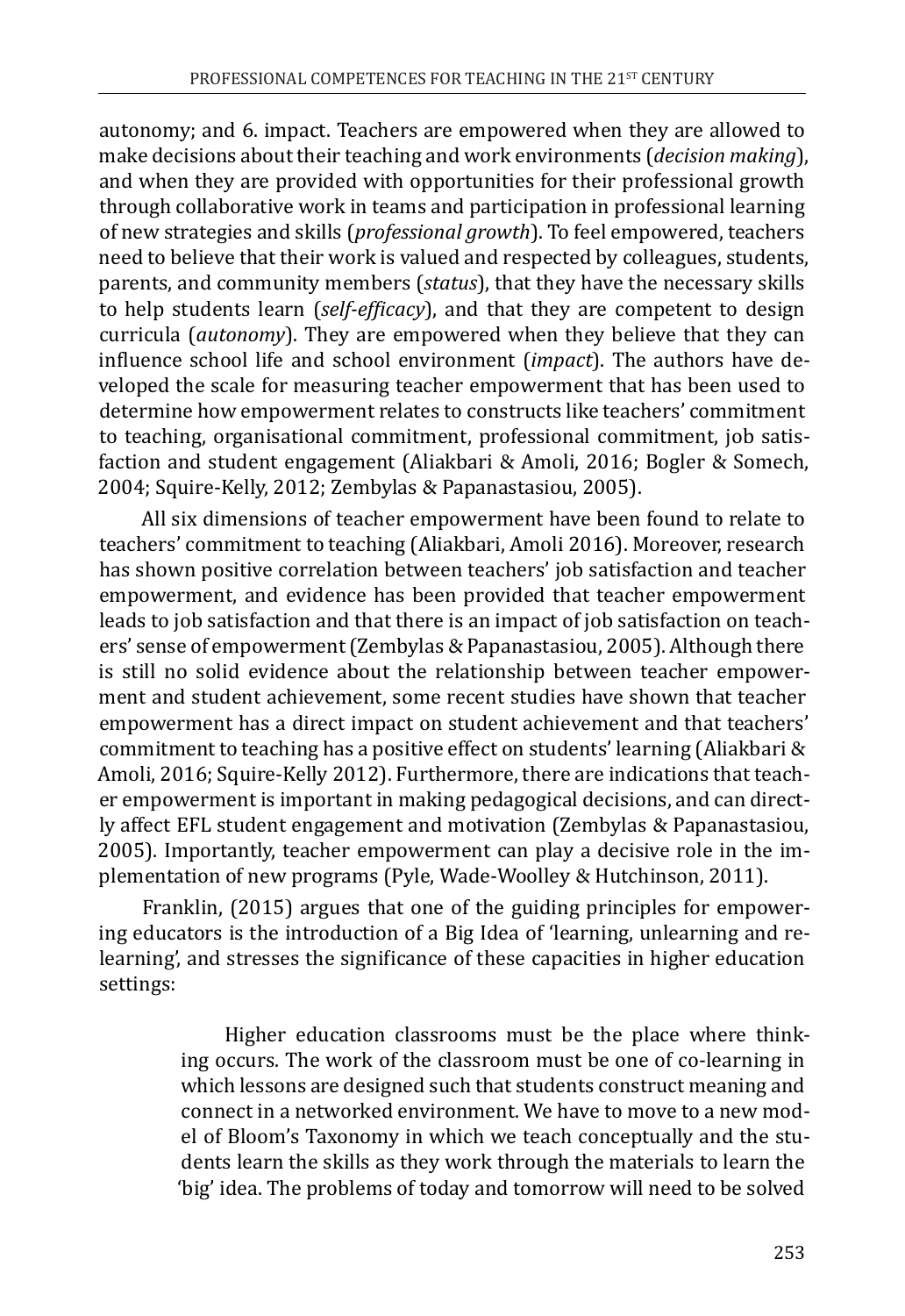autonomy; and 6. impact. Teachers are empowered when they are allowed to make decisions about their teaching and work environments (*decision making*), and when they are provided with opportunities for their professional growth through collaborative work in teams and participation in professional learning of new strategies and skills (*professional growth*). To feel empowered, teachers need to believe that their work is valued and respected by colleagues, students, parents, and community members (*status*), that they have the necessary skills to help students learn (*self-efficacy*), and that they are competent to design curricula (*autonomy*). They are empowered when they believe that they can influence school life and school environment (*impact*). The authors have developed the scale for measuring teacher empowerment that has been used to determine how empowerment relates to constructs like teachers' commitment to teaching, organisational commitment, professional commitment, job satisfaction and student engagement (Aliakbari & Amoli, 2016; Bogler & Somech, 2004; Squire-Kelly, 2012; Zembylas & Papanastasiou, 2005).

All six dimensions of teacher empowerment have been found to relate to teachers' commitment to teaching (Aliakbari, Amoli 2016). Moreover, research has shown positive correlation between teachers' job satisfaction and teacher empowerment, and evidence has been provided that teacher empowerment leads to job satisfaction and that there is an impact of job satisfaction on teachers' sense of empowerment (Zembylas & Papanastasiou, 2005). Although there is still no solid evidence about the relationship between teacher empowerment and student achievement, some recent studies have shown that teacher empowerment has a direct impact on student achievement and that teachers' commitment to teaching has a positive effect on students' learning (Aliakbari & Amoli, 2016; Squire-Kelly 2012). Furthermore, there are indications that teacher empowerment is important in making pedagogical decisions, and can directly affect EFL student engagement and motivation (Zembylas & Papanastasiou, 2005). Importantly, teacher empowerment can play a decisive role in the implementation of new programs (Pyle, Wade-Woolley & Hutchinson, 2011).

Franklin, (2015) argues that one of the guiding principles for empowering educators is the introduction of a Big Idea of 'learning, unlearning and relearning', and stresses the significance of these capacities in higher education settings:

> Higher education classrooms must be the place where thinking occurs. The work of the classroom must be one of co-learning in which lessons are designed such that students construct meaning and connect in a networked environment. We have to move to a new model of Bloom's Taxonomy in which we teach conceptually and the students learn the skills as they work through the materials to learn the 'big' idea. The problems of today and tomorrow will need to be solved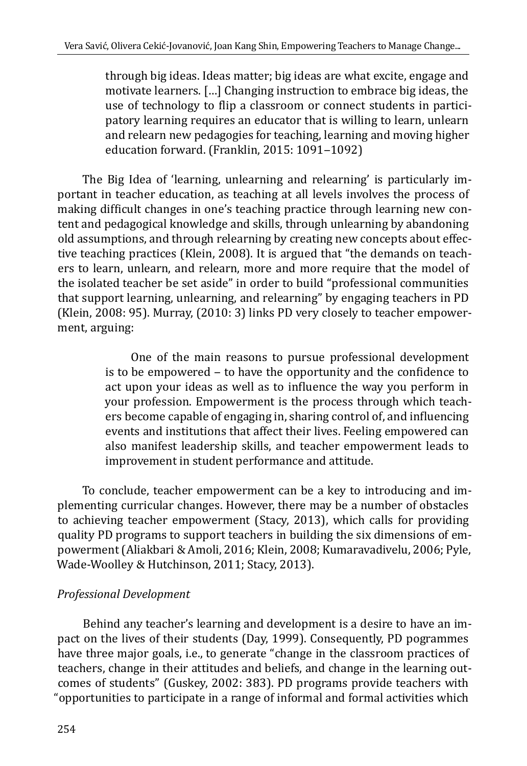> through big ideas. Ideas matter; big ideas are what excite, engage and motivate learners. […] Changing instruction to embrace big ideas, the use of technology to flip a classroom or connect students in participatory learning requires an educator that is willing to learn, unlearn and relearn new pedagogies for teaching, learning and moving higher education forward. (Franklin, 2015: 1091–1092)

The Big Idea of 'learning, unlearning and relearning' is particularly important in teacher education, as teaching at all levels involves the process of making difficult changes in one's teaching practice through learning new content and pedagogical knowledge and skills, through unlearning by abandoning old assumptions, and through relearning by creating new concepts about effective teaching practices (Klein, 2008). It is argued that "the demands on teachers to learn, unlearn, and relearn, more and more require that the model of the isolated teacher be set aside" in order to build "professional communities that support learning, unlearning, and relearning" by engaging teachers in PD (Klein, 2008: 95). Murray, (2010: 3) links PD very closely to teacher empowerment, arguing:

> One of the main reasons to pursue professional development is to be empowered – to have the opportunity and the confidence to act upon your ideas as well as to influence the way you perform in your profession. Empowerment is the process through which teachers become capable of engaging in, sharing control of, and influencing events and institutions that affect their lives. Feeling empowered can also manifest leadership skills, and teacher empowerment leads to improvement in student performance and attitude.

To conclude, teacher empowerment can be a key to introducing and implementing curricular changes. However, there may be a number of obstacles to achieving teacher empowerment (Stacy, 2013), which calls for providing quality PD programs to support teachers in building the six dimensions of empowerment (Aliakbari & Amoli, 2016; Klein, 2008; Kumaravadivelu, 2006; Pyle, Wade-Woolley & Hutchinson, 2011; Stacy, 2013).

*Professional Development*

Behind any teacher's learning and development is a desire to have an impact on the lives of their students (Day, 1999). Consequently, PD pogrammes have three major goals, i.e., to generate "change in the classroom practices of teachers, change in their attitudes and beliefs, and change in the learning outcomes of students" (Guskey, 2002: 383). PD programs provide teachers with "opportunities to participate in a range of informal and formal activities which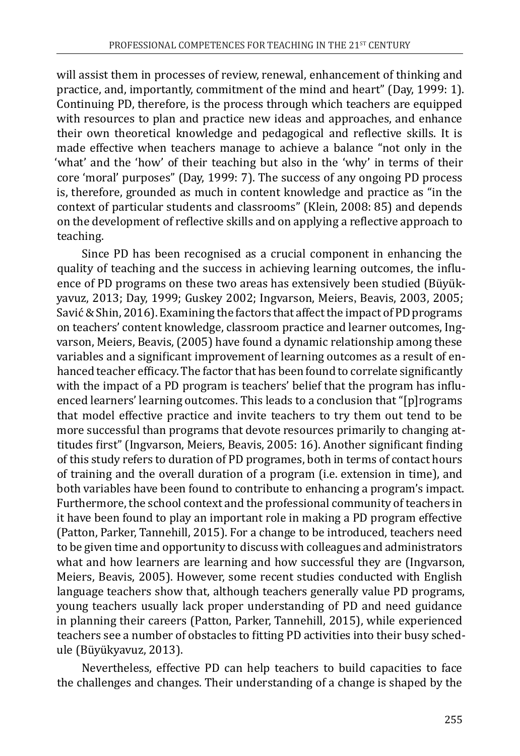will assist them in processes of review, renewal, enhancement of thinking and practice, and, importantly, commitment of the mind and heart" (Day, 1999: 1). Continuing PD, therefore, is the process through which teachers are equipped with resources to plan and practice new ideas and approaches, and enhance their own theoretical knowledge and pedagogical and reflective skills. It is made effective when teachers manage to achieve a balance "not only in the 'what' and the 'how' of their teaching but also in the 'why' in terms of their core 'moral' purposes" (Day, 1999: 7). The success of any ongoing PD process is, therefore, grounded as much in content knowledge and practice as "in the context of particular students and classrooms" (Klein, 2008: 85) and depends on the development of reflective skills and on applying a reflective approach to teaching.

Since PD has been recognised as a crucial component in enhancing the quality of teaching and the success in achieving learning outcomes, the influence of PD programs on these two areas has extensively been studied (Büyükyavuz, 2013; Day, 1999; Guskey 2002; Ingvarson, Meiers, Beavis, 2003, 2005; Savić & Shin, 2016). Examining the factors that affect the impact of PD programs on teachers' content knowledge, classroom practice and learner outcomes, Ingvarson, Meiers, Beavis, (2005) have found a dynamic relationship among these variables and a significant improvement of learning outcomes as a result of enhanced teacher efficacy. The factor that has been found to correlate significantly with the impact of a PD program is teachers' belief that the program has influenced learners' learning outcomes. This leads to a conclusion that "[p]rograms that model effective practice and invite teachers to try them out tend to be more successful than programs that devote resources primarily to changing attitudes first" (Ingvarson, Meiers, Beavis, 2005: 16). Another significant finding of this study refers to duration of PD programes, both in terms of contact hours of training and the overall duration of a program (i.e. extension in time), and both variables have been found to contribute to enhancing a program's impact. Furthermore, the school context and the professional community of teachers in it have been found to play an important role in making a PD program effective (Patton, Parker, Tannehill, 2015). For a change to be introduced, teachers need to be given time and opportunity to discuss with colleagues and administrators what and how learners are learning and how successful they are (Ingvarson, Meiers, Beavis, 2005). However, some recent studies conducted with English language teachers show that, although teachers generally value PD programs, young teachers usually lack proper understanding of PD and need guidance in planning their careers (Patton, Parker, Tannehill, 2015), while experienced teachers see a number of obstacles to fitting PD activities into their busy schedule (Büyükyavuz, 2013).

Nevertheless, effective PD can help teachers to build capacities to face the challenges and changes. Their understanding of a change is shaped by the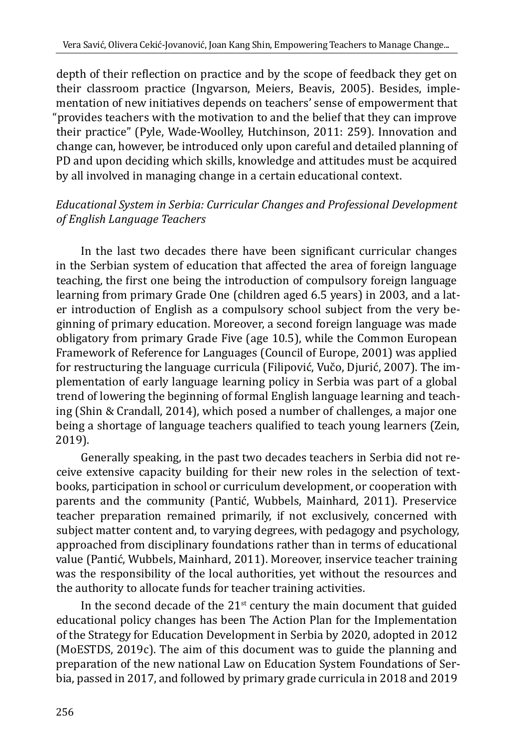depth of their reflection on practice and by the scope of feedback they get on their classroom practice (Ingvarson, Meiers, Beavis, 2005). Besides, implementation of new initiatives depends on teachers' sense of empowerment that "provides teachers with the motivation to and the belief that they can improve their practice" (Pyle, Wade-Woolley, Hutchinson, 2011: 259). Innovation and change can, however, be introduced only upon careful and detailed planning of PD and upon deciding which skills, knowledge and attitudes must be acquired by all involved in managing change in a certain educational context.

*Educational System in Serbia: Curricular Changes and Professional Development of English Language Teachers*

In the last two decades there have been significant curricular changes in the Serbian system of education that affected the area of foreign language teaching, the first one being the introduction of compulsory foreign language learning from primary Grade One (children aged 6.5 years) in 2003, and a later introduction of English as a compulsory school subject from the very beginning of primary education. Moreover, a second foreign language was made obligatory from primary Grade Five (age 10.5), while the Common European Framework of Reference for Languages (Council of Europe, 2001) was applied for restructuring the language curricula (Filipović, Vučo, Djurić, 2007). The implementation of early language learning policy in Serbia was part of a global trend of lowering the beginning of formal English language learning and teaching (Shin & Crandall, 2014), which posed a number of challenges, a major one being a shortage of language teachers qualified to teach young learners (Zein, 2019).

Generally speaking, in the past two decades teachers in Serbia did not receive extensive capacity building for their new roles in the selection of textbooks, participation in school or curriculum development, or cooperation with parents and the community (Pantić, Wubbels, Mainhard, 2011). Preservice teacher preparation remained primarily, if not exclusively, concerned with subject matter content and, to varying degrees, with pedagogy and psychology, approached from disciplinary foundations rather than in terms of educational value (Pantić, Wubbels, Mainhard, 2011). Moreover, inservice teacher training was the responsibility of the local authorities, yet without the resources and the authority to allocate funds for teacher training activities.

In the second decade of the 21st century the main document that guided educational policy changes has been The Action Plan for the Implementation of the Strategy for Education Development in Serbia by 2020, adopted in 2012 (MoESTDS, 2019c). The aim of this document was to guide the planning and preparation of the new national Law on Education System Foundations of Serbia, passed in 2017, and followed by primary grade curricula in 2018 and 2019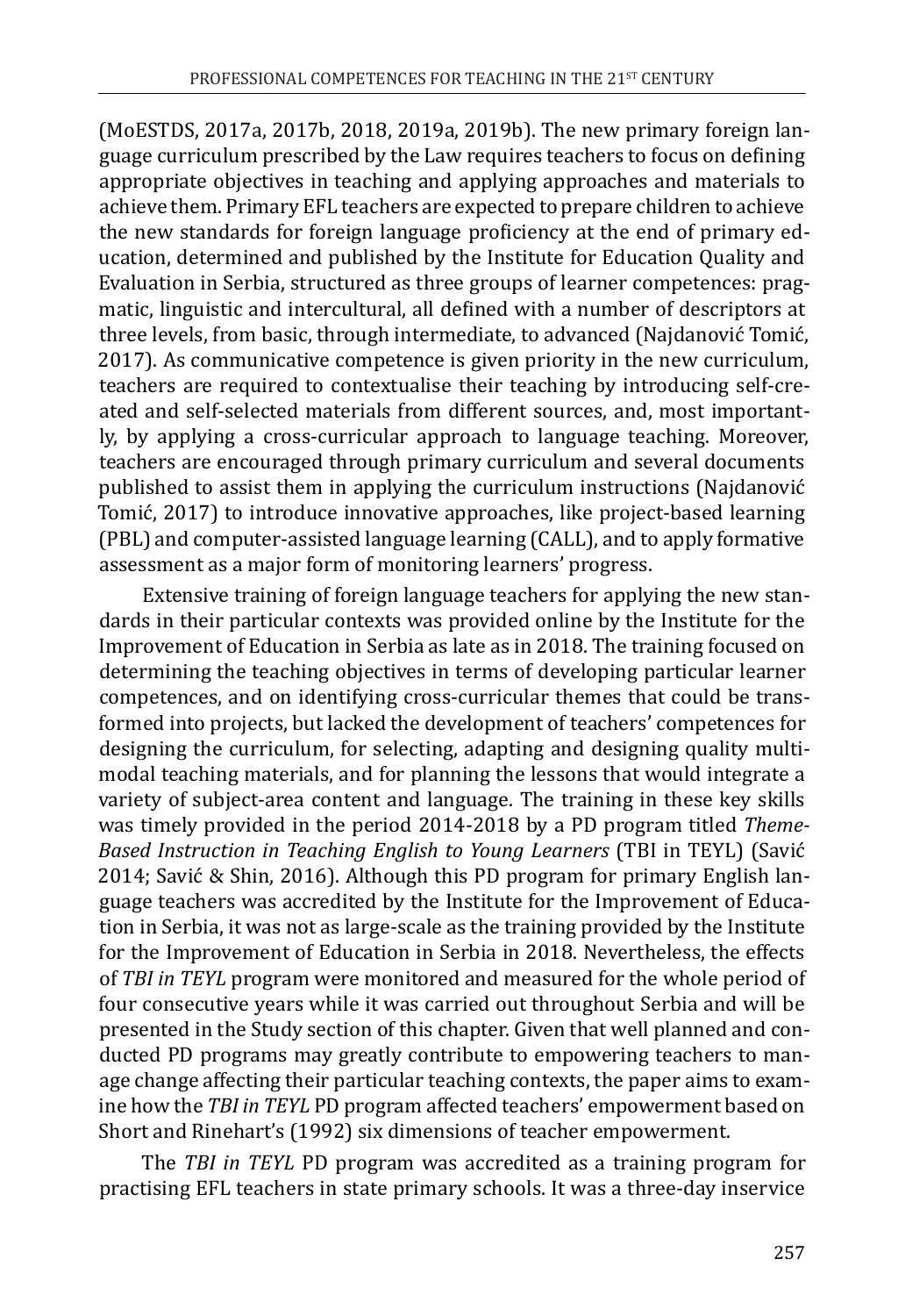(MoESTDS, 2017a, 2017b, 2018, 2019a, 2019b). The new primary foreign language curriculum prescribed by the Law requires teachers to focus on defining appropriate objectives in teaching and applying approaches and materials to achieve them. Primary EFL teachers are expected to prepare children to achieve the new standards for foreign language proficiency at the end of primary education, determined and published by the Institute for Education Quality and Evaluation in Serbia, structured as three groups of learner competences: pragmatic, linguistic and intercultural, all defined with a number of descriptors at three levels, from basic, through intermediate, to advanced (Najdanović Tomić, 2017). As communicative competence is given priority in the new curriculum, teachers are required to contextualise their teaching by introducing self-created and self-selected materials from different sources, and, most importantly, by applying a cross-curricular approach to language teaching. Moreover, teachers are encouraged through primary curriculum and several documents published to assist them in applying the curriculum instructions (Najdanović Tomić, 2017) to introduce innovative approaches, like project-based learning (PBL) and computer-assisted language learning (CALL), and to apply formative assessment as a major form of monitoring learners' progress.

Extensive training of foreign language teachers for applying the new standards in their particular contexts was provided online by the Institute for the Improvement of Education in Serbia as late as in 2018. The training focused on determining the teaching objectives in terms of developing particular learner competences, and on identifying cross-curricular themes that could be transformed into projects, but lacked the development of teachers' competences for designing the curriculum, for selecting, adapting and designing quality multimodal teaching materials, and for planning the lessons that would integrate a variety of subject-area content and language. The training in these key skills was timely provided in the period 2014-2018 by a PD program titled *Theme-Based Instruction in Teaching English to Young Learners* (TBI in TEYL) (Savić 2014; Savić & Shin, 2016). Although this PD program for primary English language teachers was accredited by the Institute for the Improvement of Education in Serbia, it was not as large-scale as the training provided by the Institute for the Improvement of Education in Serbia in 2018. Nevertheless, the effects of *TBI in TEYL* program were monitored and measured for the whole period of four consecutive years while it was carried out throughout Serbia and will be presented in the Study section of this chapter. Given that well planned and conducted PD programs may greatly contribute to empowering teachers to manage change affecting their particular teaching contexts, the paper aims to examine how the *TBI in TEYL* PD program affected teachers' empowerment based on Short and Rinehart's (1992) six dimensions of teacher empowerment.

The *TBI in TEYL* PD program was accredited as a training program for practising EFL teachers in state primary schools. It was a three-day inservice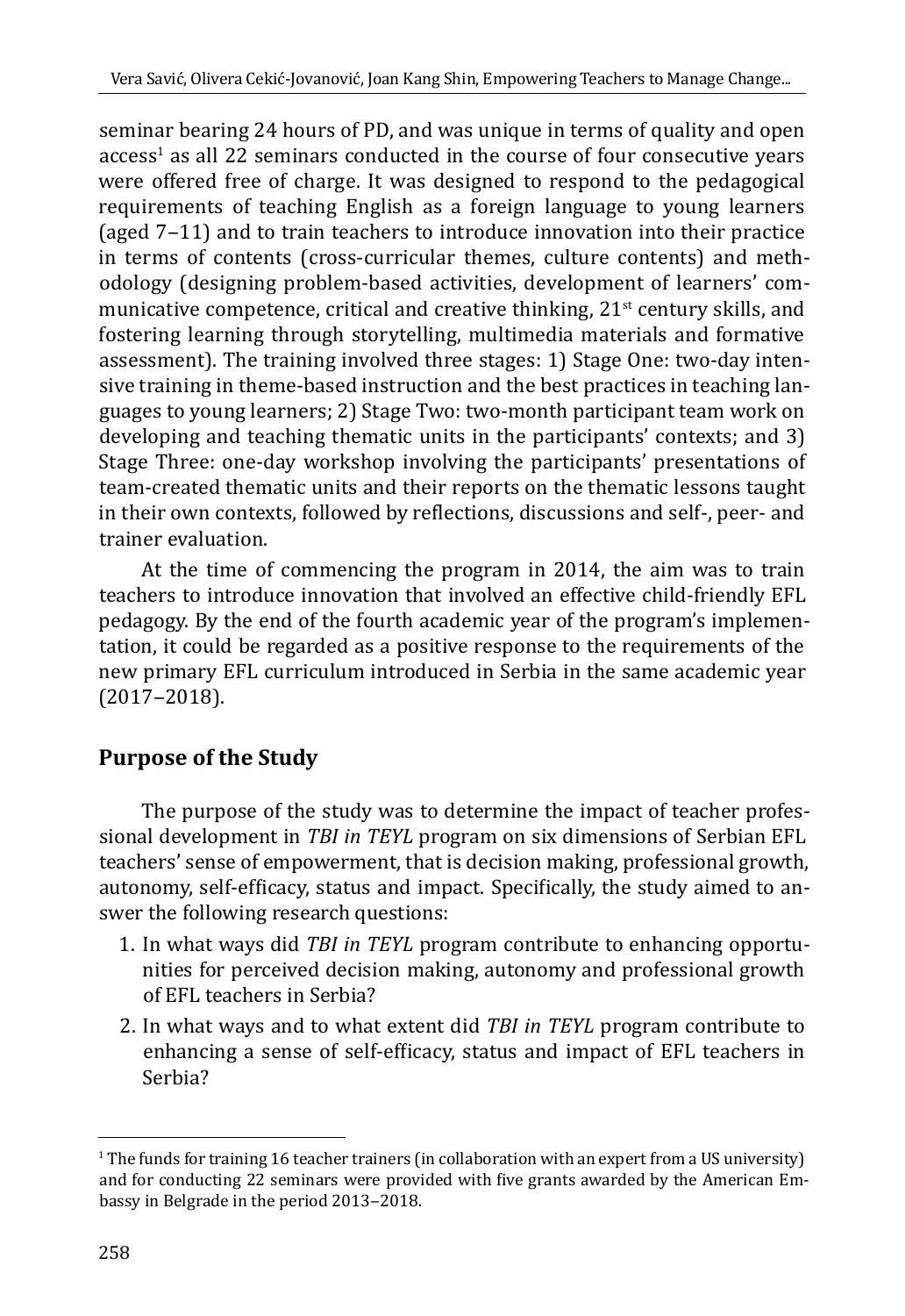seminar bearing 24 hours of PD, and was unique in terms of quality and open access[1] as all 22 seminars conducted in the course of four consecutive years were offered free of charge. It was designed to respond to the pedagogical requirements of teaching English as a foreign language to young learners (aged 7–11) and to train teachers to introduce innovation into their practice in terms of contents (cross-curricular themes, culture contents) and methodology (designing problem-based activities, development of learners' communicative competence, critical and creative thinking, 21st century skills, and fostering learning through storytelling, multimedia materials and formative assessment). The training involved three stages: 1) Stage One: two-day intensive training in theme-based instruction and the best practices in teaching languages to young learners; 2) Stage Two: two-month participant team work on developing and teaching thematic units in the participants' contexts; and 3) Stage Three: one-day workshop involving the participants' presentations of team-created thematic units and their reports on the thematic lessons taught in their own contexts, followed by reflections, discussions and self-, peer- and trainer evaluation.

At the time of commencing the program in 2014, the aim was to train teachers to introduce innovation that involved an effective child-friendly EFL pedagogy. By the end of the fourth academic year of the program's implementation, it could be regarded as a positive response to the requirements of the new primary EFL curriculum introduced in Serbia in the same academic year (2017–2018).

## Purpose of the Study

The purpose of the study was to determine the impact of teacher professional development in *TBI in TEYL* program on six dimensions of Serbian EFL teachers' sense of empowerment, that is decision making, professional growth, autonomy, self-efficacy, status and impact. Specifically, the study aimed to answer the following research questions:

1. In what ways did *TBI in TEYL* program contribute to enhancing opportunities for perceived decision making, autonomy and professional growth of EFL teachers in Serbia?
2. In what ways and to what extent did *TBI in TEYL* program contribute to enhancing a sense of self-efficacy, status and impact of EFL teachers in Serbia?

---

[1] The funds for training 16 teacher trainers (in collaboration with an expert from a US university) and for conducting 22 seminars were provided with five grants awarded by the American Embassy in Belgrade in the period 2013–2018.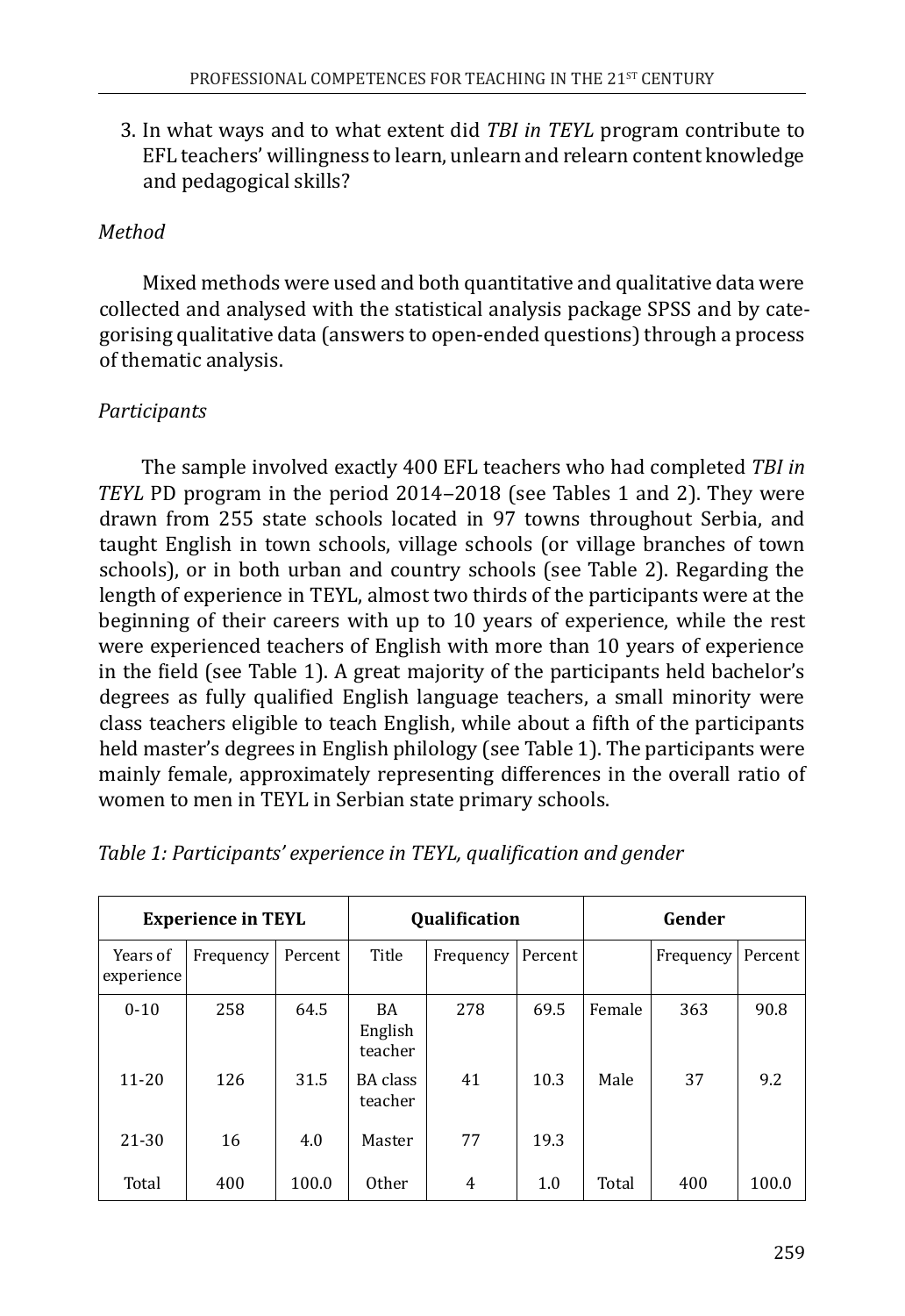3. In what ways and to what extent did *TBI in TEYL* program contribute to EFL teachers' willingness to learn, unlearn and relearn content knowledge and pedagogical skills?

*Method*

Mixed methods were used and both quantitative and qualitative data were collected and analysed with the statistical analysis package SPSS and by categorising qualitative data (answers to open-ended questions) through a process of thematic analysis.

*Participants*

The sample involved exactly 400 EFL teachers who had completed *TBI in TEYL* PD program in the period 2014–2018 (see Tables 1 and 2). They were drawn from 255 state schools located in 97 towns throughout Serbia, and taught English in town schools, village schools (or village branches of town schools), or in both urban and country schools (see Table 2). Regarding the length of experience in TEYL, almost two thirds of the participants were at the beginning of their careers with up to 10 years of experience, while the rest were experienced teachers of English with more than 10 years of experience in the field (see Table 1). A great majority of the participants held bachelor's degrees as fully qualified English language teachers, a small minority were class teachers eligible to teach English, while about a fifth of the participants held master's degrees in English philology (see Table 1). The participants were mainly female, approximately representing differences in the overall ratio of women to men in TEYL in Serbian state primary schools.

*Table 1: Participants' experience in TEYL, qualification and gender*

| Experience in TEYL | | | Qualification | | | Gender | | |
|---|---|---|---|---|---|---|---|---|
| Years of experience | Frequency | Percent | Title | Frequency | Percent | | Frequency | Percent |
| 0-10 | 258 | 64.5 | BA English teacher | 278 | 69.5 | Female | 363 | 90.8 |
| 11-20 | 126 | 31.5 | BA class teacher | 41 | 10.3 | Male | 37 | 9.2 |
| 21-30 | 16 | 4.0 | Master | 77 | 19.3 | | | |
| Total | 400 | 100.0 | Other | 4 | 1.0 | Total | 400 | 100.0 |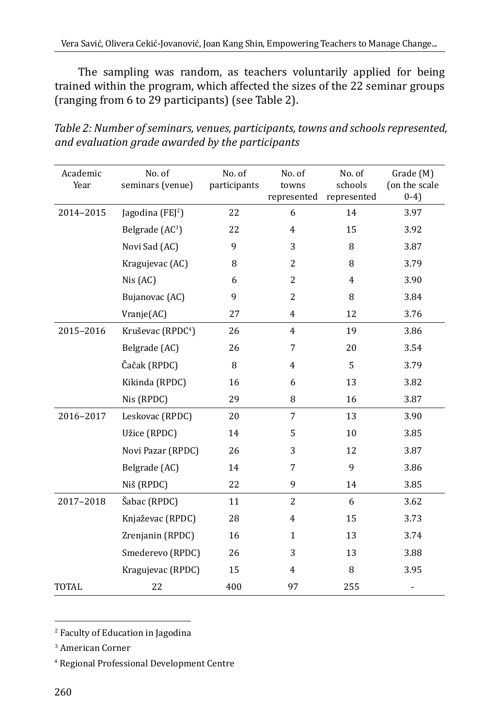The sampling was random, as teachers voluntarily applied for being trained within the program, which affected the sizes of the 22 seminar groups (ranging from 6 to 29 participants) (see Table 2).

*Table 2: Number of seminars, venues, participants, towns and schools represented, and evaluation grade awarded by the participants*

| Academic Year | No. of seminars (venue) | No. of participants | No. of towns represented | No. of schools represented | Grade (M) (on the scale 0-4) |
|---|---|---|---|---|---|
| 2014–2015 | Jagodina (FEJ[2]) | 22 | 6 | 14 | 3.97 |
| | Belgrade (AC[3]) | 22 | 4 | 15 | 3.92 |
| | Novi Sad (AC) | 9 | 3 | 8 | 3.87 |
| | Kragujevac (AC) | 8 | 2 | 8 | 3.79 |
| | Nis (AC) | 6 | 2 | 4 | 3.90 |
| | Bujanovac (AC) | 9 | 2 | 8 | 3.84 |
| | Vranje(AC) | 27 | 4 | 12 | 3.76 |
| 2015–2016 | Kruševac (RPDC[4]) | 26 | 4 | 19 | 3.86 |
| | Belgrade (AC) | 26 | 7 | 20 | 3.54 |
| | Čačak (RPDC) | 8 | 4 | 5 | 3.79 |
| | Kikinda (RPDC) | 16 | 6 | 13 | 3.82 |
| | Nis (RPDC) | 29 | 8 | 16 | 3.87 |
| 2016–2017 | Leskovac (RPDC) | 20 | 7 | 13 | 3.90 |
| | Užice (RPDC) | 14 | 5 | 10 | 3.85 |
| | Novi Pazar (RPDC) | 26 | 3 | 12 | 3.87 |
| | Belgrade (AC) | 14 | 7 | 9 | 3.86 |
| | Niš (RPDC) | 22 | 9 | 14 | 3.85 |
| 2017–2018 | Šabac (RPDC) | 11 | 2 | 6 | 3.62 |
| | Knjaževac (RPDC) | 28 | 4 | 15 | 3.73 |
| | Zrenjanin (RPDC) | 16 | 1 | 13 | 3.74 |
| | Smederevo (RPDC) | 26 | 3 | 13 | 3.88 |
| | Kragujevac (RPDC) | 15 | 4 | 8 | 3.95 |
| TOTAL | 22 | 400 | 97 | 255 | - |

[2] Faculty of Education in Jagodina

[3] American Corner

[4] Regional Professional Development Centre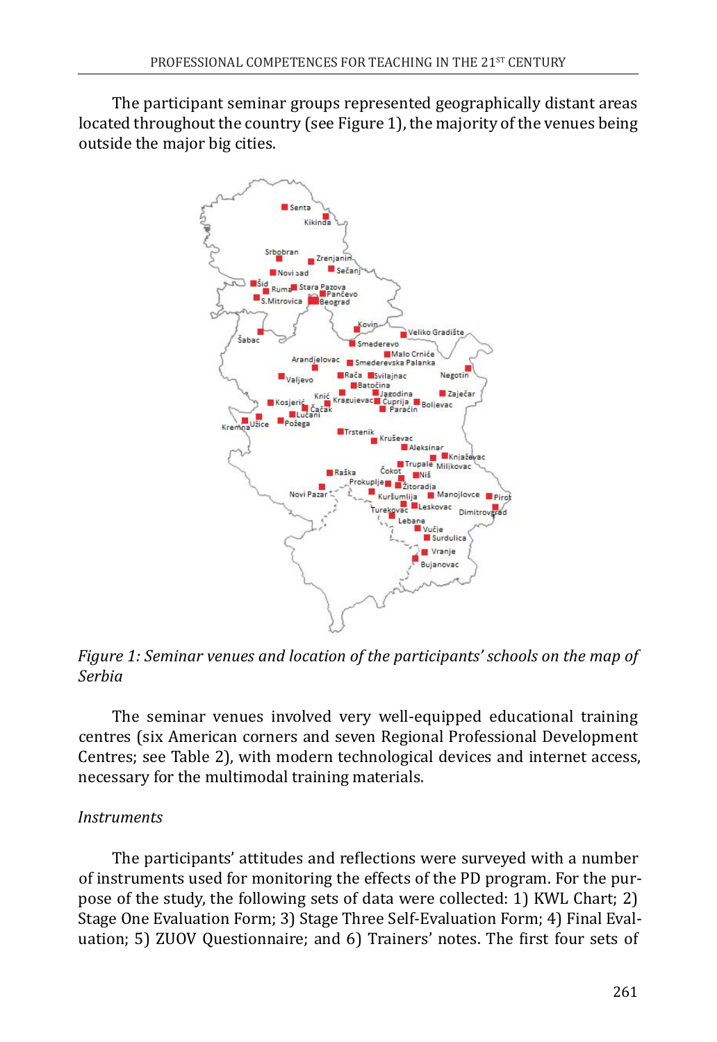The participant seminar groups represented geographically distant areas located throughout the country (see Figure 1), the majority of the venues being outside the major big cities.

*Figure 1: Seminar venues and location of the participants' schools on the map of Serbia*

The seminar venues involved very well-equipped educational training centres (six American corners and seven Regional Professional Development Centres; see Table 2), with modern technological devices and internet access, necessary for the multimodal training materials.

*Instruments*

The participants' attitudes and reflections were surveyed with a number of instruments used for monitoring the effects of the PD program. For the purpose of the study, the following sets of data were collected: 1) KWL Chart; 2) Stage One Evaluation Form; 3) Stage Three Self-Evaluation Form; 4) Final Evaluation; 5) ZUOV Questionnaire; and 6) Trainers' notes. The first four sets of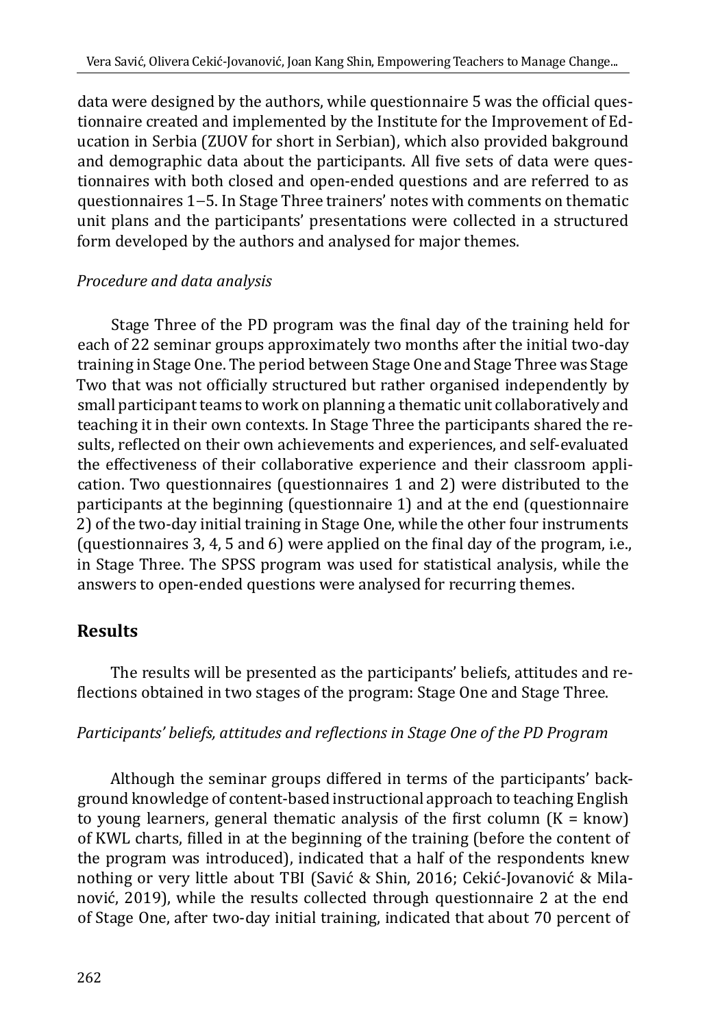data were designed by the authors, while questionnaire 5 was the official questionnaire created and implemented by the Institute for the Improvement of Education in Serbia (ZUOV for short in Serbian), which also provided bakground and demographic data about the participants. All five sets of data were questionnaires with both closed and open-ended questions and are referred to as questionnaires 1–5. In Stage Three trainers' notes with comments on thematic unit plans and the participants' presentations were collected in a structured form developed by the authors and analysed for major themes.

*Procedure and data analysis*

Stage Three of the PD program was the final day of the training held for each of 22 seminar groups approximately two months after the initial two-day training in Stage One. The period between Stage One and Stage Three was Stage Two that was not officially structured but rather organised independently by small participant teams to work on planning a thematic unit collaboratively and teaching it in their own contexts. In Stage Three the participants shared the results, reflected on their own achievements and experiences, and self-evaluated the effectiveness of their collaborative experience and their classroom application. Two questionnaires (questionnaires 1 and 2) were distributed to the participants at the beginning (questionnaire 1) and at the end (questionnaire 2) of the two-day initial training in Stage One, while the other four instruments (questionnaires 3, 4, 5 and 6) were applied on the final day of the program, i.e., in Stage Three. The SPSS program was used for statistical analysis, while the answers to open-ended questions were analysed for recurring themes.

## Results

The results will be presented as the participants' beliefs, attitudes and reflections obtained in two stages of the program: Stage One and Stage Three.

*Participants' beliefs, attitudes and reflections in Stage One of the PD Program*

Although the seminar groups differed in terms of the participants' background knowledge of content-based instructional approach to teaching English to young learners, general thematic analysis of the first column (K = know) of KWL charts, filled in at the beginning of the training (before the content of the program was introduced), indicated that a half of the respondents knew nothing or very little about TBI (Savić & Shin, 2016; Cekić-Jovanović & Milanović, 2019), while the results collected through questionnaire 2 at the end of Stage One, after two-day initial training, indicated that about 70 percent of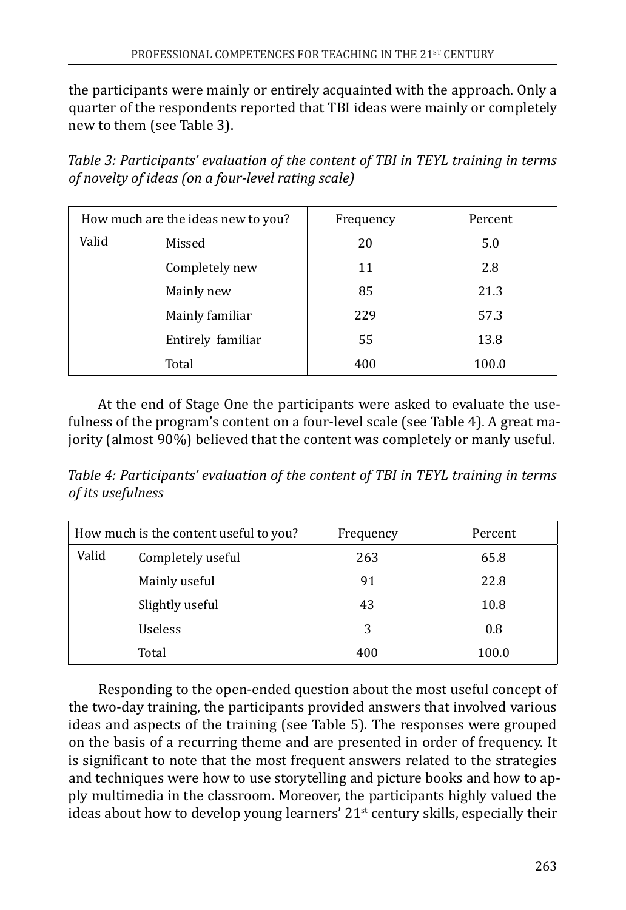the participants were mainly or entirely acquainted with the approach. Only a quarter of the respondents reported that TBI ideas were mainly or completely new to them (see Table 3).

*Table 3: Participants' evaluation of the content of TBI in TEYL training in terms of novelty of ideas (on a four-level rating scale)*

| How much are the ideas new to you? | | Frequency | Percent |
|---|---|---|---|
| Valid | Missed | 20 | 5.0 |
| | Completely new | 11 | 2.8 |
| | Mainly new | 85 | 21.3 |
| | Mainly familiar | 229 | 57.3 |
| | Entirely familiar | 55 | 13.8 |
| | Total | 400 | 100.0 |

At the end of Stage One the participants were asked to evaluate the usefulness of the program's content on a four-level scale (see Table 4). A great majority (almost 90%) believed that the content was completely or manly useful.

*Table 4: Participants' evaluation of the content of TBI in TEYL training in terms of its usefulness*

| How much is the content useful to you? | | Frequency | Percent |
|---|---|---|---|
| Valid | Completely useful | 263 | 65.8 |
| | Mainly useful | 91 | 22.8 |
| | Slightly useful | 43 | 10.8 |
| | Useless | 3 | 0.8 |
| | Total | 400 | 100.0 |

Responding to the open-ended question about the most useful concept of the two-day training, the participants provided answers that involved various ideas and aspects of the training (see Table 5). The responses were grouped on the basis of a recurring theme and are presented in order of frequency. It is significant to note that the most frequent answers related to the strategies and techniques were how to use storytelling and picture books and how to apply multimedia in the classroom. Moreover, the participants highly valued the ideas about how to develop young learners' 21st century skills, especially their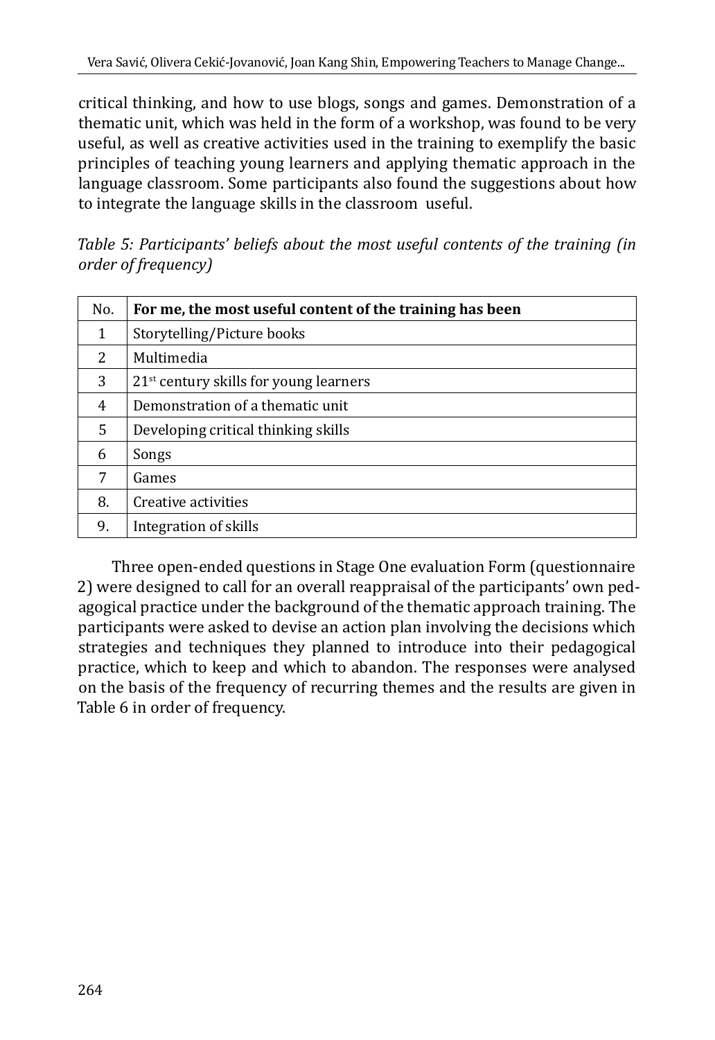critical thinking, and how to use blogs, songs and games. Demonstration of a thematic unit, which was held in the form of a workshop, was found to be very useful, as well as creative activities used in the training to exemplify the basic principles of teaching young learners and applying thematic approach in the language classroom. Some participants also found the suggestions about how to integrate the language skills in the classroom useful.

*Table 5: Participants' beliefs about the most useful contents of the training (in order of frequency)*

| No. | **For me, the most useful content of the training has been** |
|---|---|
| 1 | Storytelling/Picture books |
| 2 | Multimedia |
| 3 | 21st century skills for young learners |
| 4 | Demonstration of a thematic unit |
| 5 | Developing critical thinking skills |
| 6 | Songs |
| 7 | Games |
| 8. | Creative activities |
| 9. | Integration of skills |

Three open-ended questions in Stage One evaluation Form (questionnaire 2) were designed to call for an overall reappraisal of the participants' own pedagogical practice under the background of the thematic approach training. The participants were asked to devise an action plan involving the decisions which strategies and techniques they planned to introduce into their pedagogical practice, which to keep and which to abandon. The responses were analysed on the basis of the frequency of recurring themes and the results are given in Table 6 in order of frequency.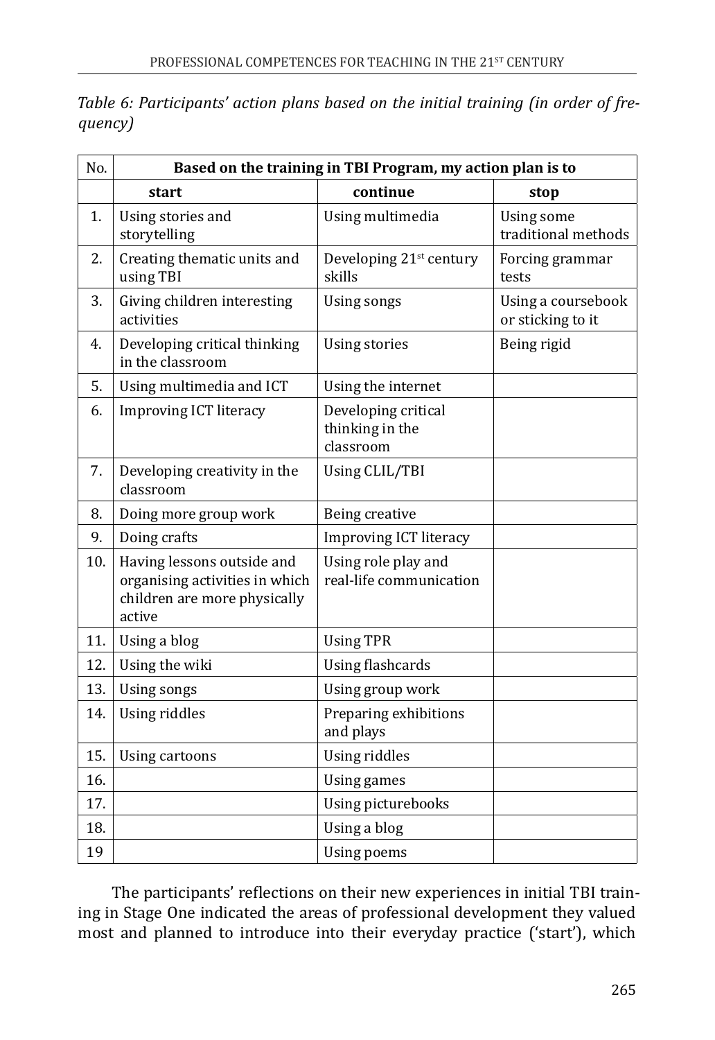*Table 6: Participants' action plans based on the initial training (in order of frequency)*

| No. | Based on the training in TBI Program, my action plan is to | | |
|---|---|---|---|
| | **start** | **continue** | **stop** |
| 1. | Using stories and storytelling | Using multimedia | Using some traditional methods |
| 2. | Creating thematic units and using TBI | Developing 21st century skills | Forcing grammar tests |
| 3. | Giving children interesting activities | Using songs | Using a coursebook or sticking to it |
| 4. | Developing critical thinking in the classroom | Using stories | Being rigid |
| 5. | Using multimedia and ICT | Using the internet | |
| 6. | Improving ICT literacy | Developing critical thinking in the classroom | |
| 7. | Developing creativity in the classroom | Using CLIL/TBI | |
| 8. | Doing more group work | Being creative | |
| 9. | Doing crafts | Improving ICT literacy | |
| 10. | Having lessons outside and organising activities in which children are more physically active | Using role play and real-life communication | |
| 11. | Using a blog | Using TPR | |
| 12. | Using the wiki | Using flashcards | |
| 13. | Using songs | Using group work | |
| 14. | Using riddles | Preparing exhibitions and plays | |
| 15. | Using cartoons | Using riddles | |
| 16. | | Using games | |
| 17. | | Using picturebooks | |
| 18. | | Using a blog | |
| 19 | | Using poems | |

The participants' reflections on their new experiences in initial TBI training in Stage One indicated the areas of professional development they valued most and planned to introduce into their everyday practice ('start'), which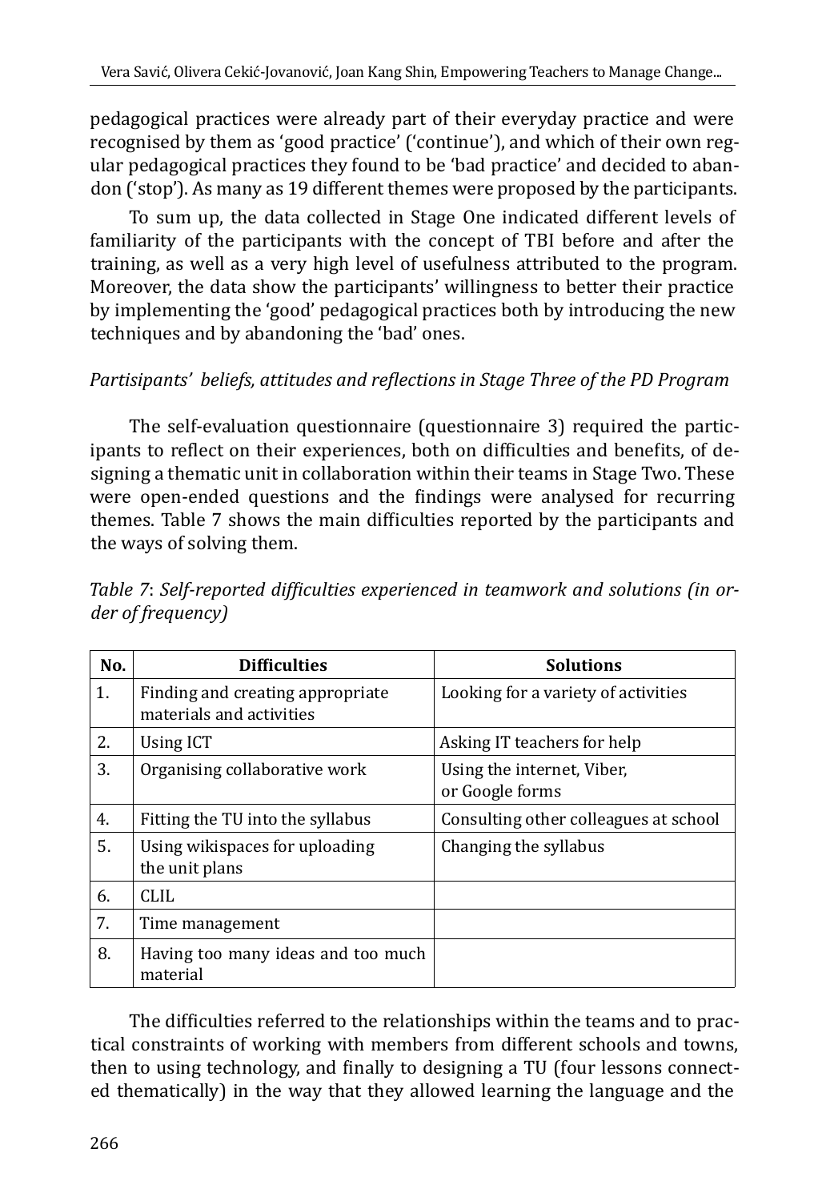pedagogical practices were already part of their everyday practice and were recognised by them as 'good practice' ('continue'), and which of their own regular pedagogical practices they found to be 'bad practice' and decided to abandon ('stop'). As many as 19 different themes were proposed by the participants.

To sum up, the data collected in Stage One indicated different levels of familiarity of the participants with the concept of TBI before and after the training, as well as a very high level of usefulness attributed to the program. Moreover, the data show the participants' willingness to better their practice by implementing the 'good' pedagogical practices both by introducing the new techniques and by abandoning the 'bad' ones.

*Partisipants' beliefs, attitudes and reflections in Stage Three of the PD Program*

The self-evaluation questionnaire (questionnaire 3) required the participants to reflect on their experiences, both on difficulties and benefits, of designing a thematic unit in collaboration within their teams in Stage Two. These were open-ended questions and the findings were analysed for recurring themes. Table 7 shows the main difficulties reported by the participants and the ways of solving them.

*Table 7*: *Self-reported difficulties experienced in teamwork and solutions (in order of frequency)*

| No. | Difficulties | Solutions |
|---|---|---|
| 1. | Finding and creating appropriate materials and activities | Looking for a variety of activities |
| 2. | Using ICT | Asking IT teachers for help |
| 3. | Organising collaborative work | Using the internet, Viber, or Google forms |
| 4. | Fitting the TU into the syllabus | Consulting other colleagues at school |
| 5. | Using wikispaces for uploading the unit plans | Changing the syllabus |
| 6. | CLIL | |
| 7. | Time management | |
| 8. | Having too many ideas and too much material | |

The difficulties referred to the relationships within the teams and to practical constraints of working with members from different schools and towns, then to using technology, and finally to designing a TU (four lessons connected thematically) in the way that they allowed learning the language and the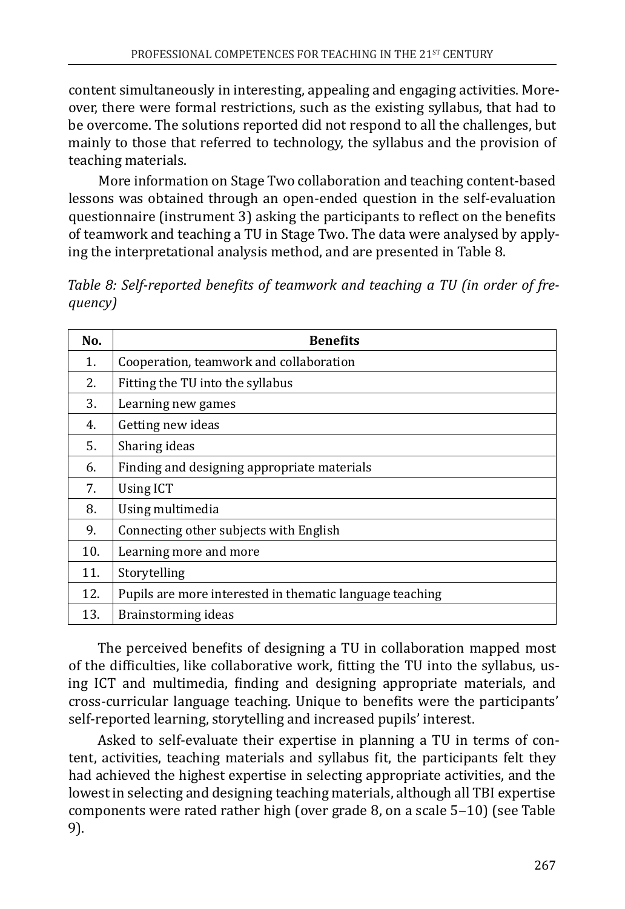content simultaneously in interesting, appealing and engaging activities. Moreover, there were formal restrictions, such as the existing syllabus, that had to be overcome. The solutions reported did not respond to all the challenges, but mainly to those that referred to technology, the syllabus and the provision of teaching materials.

More information on Stage Two collaboration and teaching content-based lessons was obtained through an open-ended question in the self-evaluation questionnaire (instrument 3) asking the participants to reflect on the benefits of teamwork and teaching a TU in Stage Two. The data were analysed by applying the interpretational analysis method, and are presented in Table 8.

*Table 8: Self-reported benefits of teamwork and teaching a TU (in order of frequency)*

| No. | Benefits |
|---|---|
| 1. | Cooperation, teamwork and collaboration |
| 2. | Fitting the TU into the syllabus |
| 3. | Learning new games |
| 4. | Getting new ideas |
| 5. | Sharing ideas |
| 6. | Finding and designing appropriate materials |
| 7. | Using ICT |
| 8. | Using multimedia |
| 9. | Connecting other subjects with English |
| 10. | Learning more and more |
| 11. | Storytelling |
| 12. | Pupils are more interested in thematic language teaching |
| 13. | Brainstorming ideas |

The perceived benefits of designing a TU in collaboration mapped most of the difficulties, like collaborative work, fitting the TU into the syllabus, using ICT and multimedia, finding and designing appropriate materials, and cross-curricular language teaching. Unique to benefits were the participants' self-reported learning, storytelling and increased pupils' interest.

Asked to self-evaluate their expertise in planning a TU in terms of content, activities, teaching materials and syllabus fit, the participants felt they had achieved the highest expertise in selecting appropriate activities, and the lowest in selecting and designing teaching materials, although all TBI expertise components were rated rather high (over grade 8, on a scale 5–10) (see Table 9).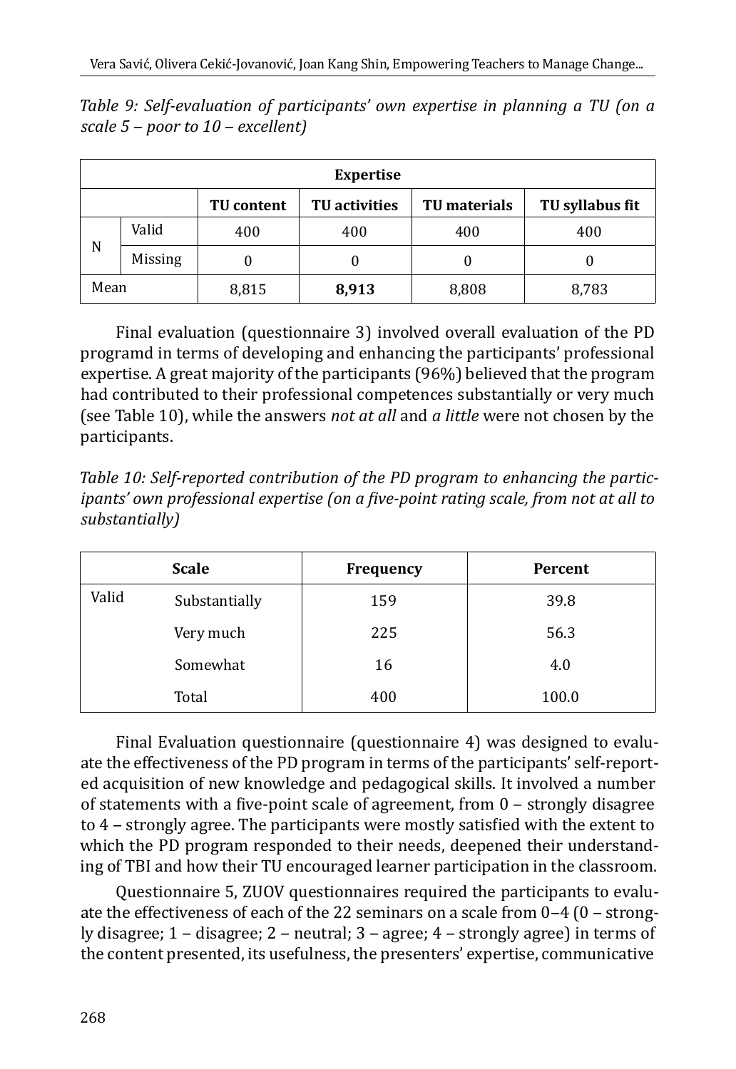*Table 9: Self-evaluation of participants' own expertise in planning a TU (on a scale 5 – poor to 10 – excellent)*

| | | Expertise | | | |
|---|---|---|---|---|---|
| | | TU content | TU activities | TU materials | TU syllabus fit |
| N | Valid | 400 | 400 | 400 | 400 |
| | Missing | 0 | 0 | 0 | 0 |
| Mean | | 8,815 | **8,913** | 8,808 | 8,783 |

Final evaluation (questionnaire 3) involved overall evaluation of the PD programd in terms of developing and enhancing the participants' professional expertise. A great majority of the participants (96%) believed that the program had contributed to their professional competences substantially or very much (see Table 10), while the answers *not at all* and *a little* were not chosen by the participants.

*Table 10: Self-reported contribution of the PD program to enhancing the participants' own professional expertise (on a five-point rating scale, from not at all to substantially)*

| Scale | | Frequency | Percent |
|---|---|---|---|
| Valid | Substantially | 159 | 39.8 |
| | Very much | 225 | 56.3 |
| | Somewhat | 16 | 4.0 |
| | Total | 400 | 100.0 |

Final Evaluation questionnaire (questionnaire 4) was designed to evaluate the effectiveness of the PD program in terms of the participants' self-reported acquisition of new knowledge and pedagogical skills. It involved a number of statements with a five-point scale of agreement, from 0 – strongly disagree to 4 – strongly agree. The participants were mostly satisfied with the extent to which the PD program responded to their needs, deepened their understanding of TBI and how their TU encouraged learner participation in the classroom.

Questionnaire 5, ZUOV questionnaires required the participants to evaluate the effectiveness of each of the 22 seminars on a scale from 0–4 (0 – strongly disagree; 1 – disagree; 2 – neutral; 3 – agree; 4 – strongly agree) in terms of the content presented, its usefulness, the presenters' expertise, communicative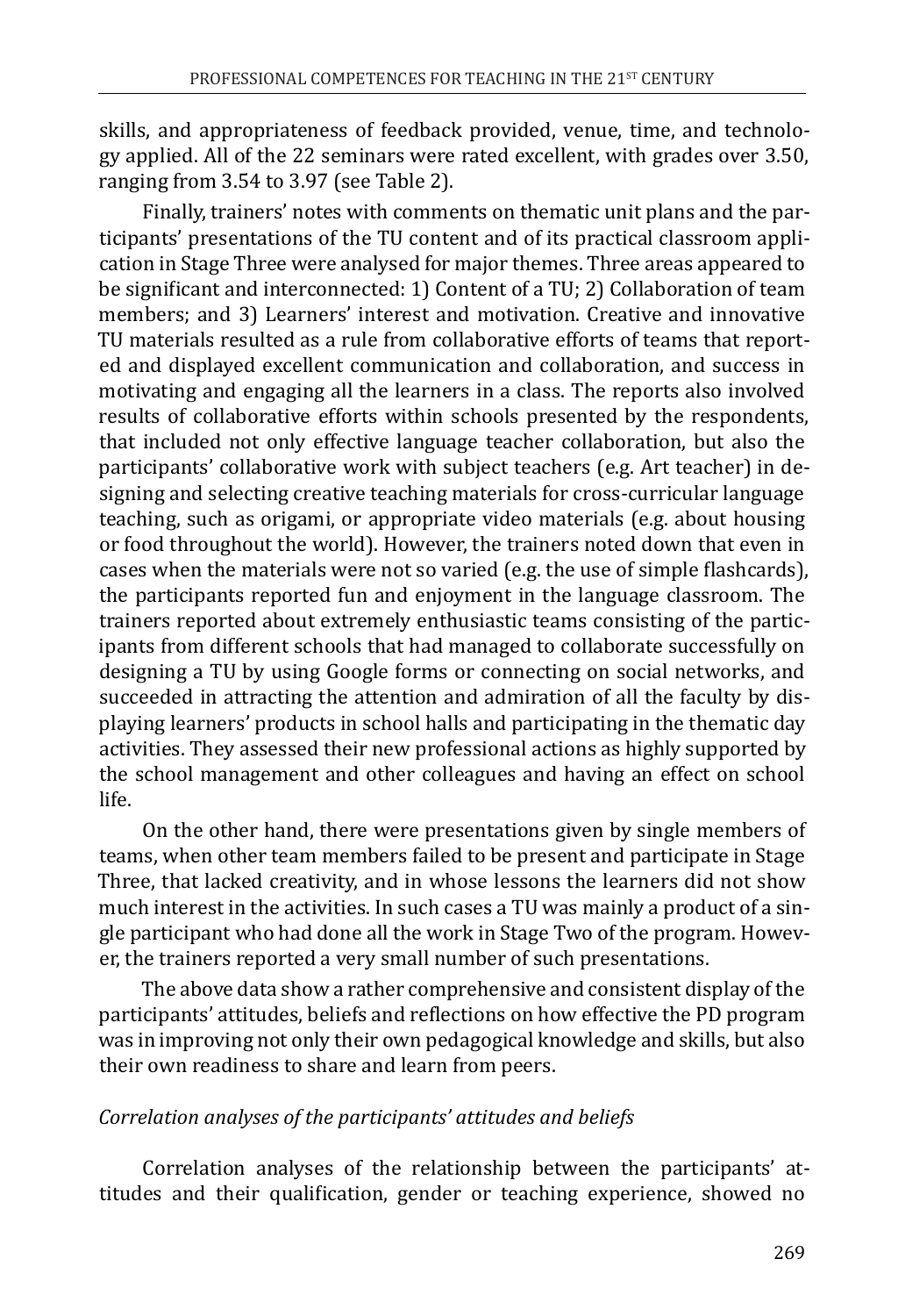skills, and appropriateness of feedback provided, venue, time, and technology applied. All of the 22 seminars were rated excellent, with grades over 3.50, ranging from 3.54 to 3.97 (see Table 2).

Finally, trainers' notes with comments on thematic unit plans and the participants' presentations of the TU content and of its practical classroom application in Stage Three were analysed for major themes. Three areas appeared to be significant and interconnected: 1) Content of a TU; 2) Collaboration of team members; and 3) Learners' interest and motivation. Creative and innovative TU materials resulted as a rule from collaborative efforts of teams that reported and displayed excellent communication and collaboration, and success in motivating and engaging all the learners in a class. The reports also involved results of collaborative efforts within schools presented by the respondents, that included not only effective language teacher collaboration, but also the participants' collaborative work with subject teachers (e.g. Art teacher) in designing and selecting creative teaching materials for cross-curricular language teaching, such as origami, or appropriate video materials (e.g. about housing or food throughout the world). However, the trainers noted down that even in cases when the materials were not so varied (e.g. the use of simple flashcards), the participants reported fun and enjoyment in the language classroom. The trainers reported about extremely enthusiastic teams consisting of the participants from different schools that had managed to collaborate successfully on designing a TU by using Google forms or connecting on social networks, and succeeded in attracting the attention and admiration of all the faculty by displaying learners' products in school halls and participating in the thematic day activities. They assessed their new professional actions as highly supported by the school management and other colleagues and having an effect on school life.

On the other hand, there were presentations given by single members of teams, when other team members failed to be present and participate in Stage Three, that lacked creativity, and in whose lessons the learners did not show much interest in the activities. In such cases a TU was mainly a product of a single participant who had done all the work in Stage Two of the program. However, the trainers reported a very small number of such presentations.

The above data show a rather comprehensive and consistent display of the participants' attitudes, beliefs and reflections on how effective the PD program was in improving not only their own pedagogical knowledge and skills, but also their own readiness to share and learn from peers.

*Correlation analyses of the participants' attitudes and beliefs*

Correlation analyses of the relationship between the participants' attitudes and their qualification, gender or teaching experience, showed no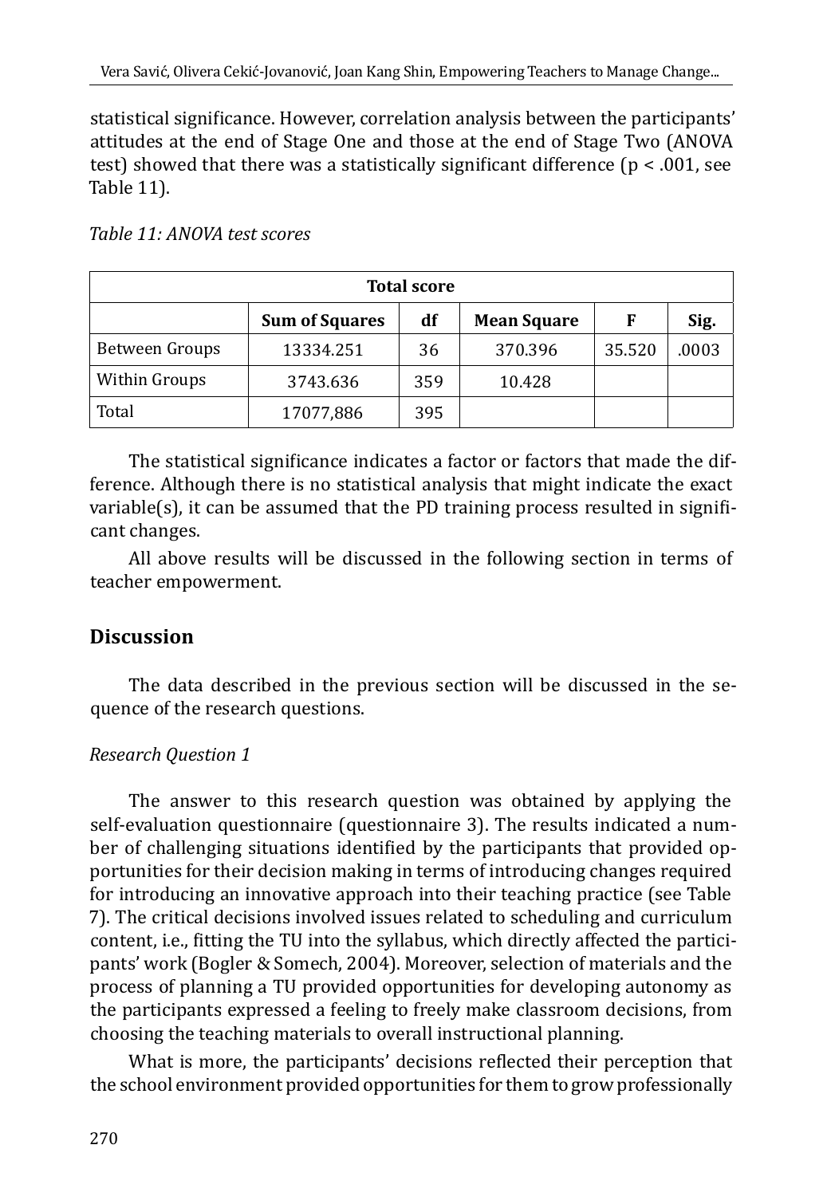statistical significance. However, correlation analysis between the participants' attitudes at the end of Stage One and those at the end of Stage Two (ANOVA test) showed that there was a statistically significant difference ($p < .001$, see Table 11).

*Table 11: ANOVA test scores*

| Total score | | | | | |
|---|---|---|---|---|---|
| | **Sum of Squares** | **df** | **Mean Square** | **F** | **Sig.** |
| Between Groups | 13334.251 | 36 | 370.396 | 35.520 | .0003 |
| Within Groups | 3743.636 | 359 | 10.428 | | |
| Total | 17077,886 | 395 | | | |

The statistical significance indicates a factor or factors that made the difference. Although there is no statistical analysis that might indicate the exact variable(s), it can be assumed that the PD training process resulted in significant changes.

All above results will be discussed in the following section in terms of teacher empowerment.

## Discussion

The data described in the previous section will be discussed in the sequence of the research questions.

*Research Question 1*

The answer to this research question was obtained by applying the self-evaluation questionnaire (questionnaire 3). The results indicated a number of challenging situations identified by the participants that provided opportunities for their decision making in terms of introducing changes required for introducing an innovative approach into their teaching practice (see Table 7). The critical decisions involved issues related to scheduling and curriculum content, i.e., fitting the TU into the syllabus, which directly affected the participants' work (Bogler & Somech, 2004). Moreover, selection of materials and the process of planning a TU provided opportunities for developing autonomy as the participants expressed a feeling to freely make classroom decisions, from choosing the teaching materials to overall instructional planning.

What is more, the participants' decisions reflected their perception that the school environment provided opportunities for them to grow professionally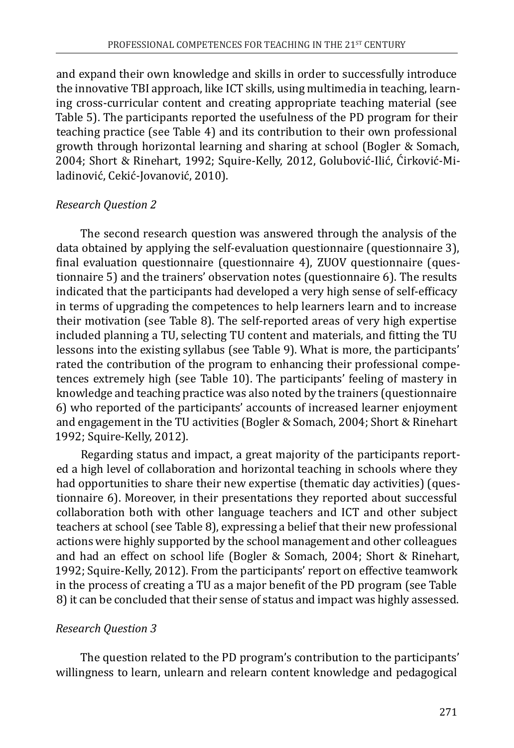and expand their own knowledge and skills in order to successfully introduce the innovative TBI approach, like ICT skills, using multimedia in teaching, learning cross-curricular content and creating appropriate teaching material (see Table 5). The participants reported the usefulness of the PD program for their teaching practice (see Table 4) and its contribution to their own professional growth through horizontal learning and sharing at school (Bogler & Somach, 2004; Short & Rinehart, 1992; Squire-Kelly, 2012, Golubović-Ilić, Ćirković-Miladinović, Cekić-Jovanović, 2010).

*Research Question 2*

The second research question was answered through the analysis of the data obtained by applying the self-evaluation questionnaire (questionnaire 3), final evaluation questionnaire (questionnaire 4), ZUOV questionnaire (questionnaire 5) and the trainers' observation notes (questionnaire 6). The results indicated that the participants had developed a very high sense of self-efficacy in terms of upgrading the competences to help learners learn and to increase their motivation (see Table 8). The self-reported areas of very high expertise included planning a TU, selecting TU content and materials, and fitting the TU lessons into the existing syllabus (see Table 9). What is more, the participants' rated the contribution of the program to enhancing their professional competences extremely high (see Table 10). The participants' feeling of mastery in knowledge and teaching practice was also noted by the trainers (questionnaire 6) who reported of the participants' accounts of increased learner enjoyment and engagement in the TU activities (Bogler & Somach, 2004; Short & Rinehart 1992; Squire-Kelly, 2012).

Regarding status and impact, a great majority of the participants reported a high level of collaboration and horizontal teaching in schools where they had opportunities to share their new expertise (thematic day activities) (questionnaire 6). Moreover, in their presentations they reported about successful collaboration both with other language teachers and ICT and other subject teachers at school (see Table 8), expressing a belief that their new professional actions were highly supported by the school management and other colleagues and had an effect on school life (Bogler & Somach, 2004; Short & Rinehart, 1992; Squire-Kelly, 2012). From the participants' report on effective teamwork in the process of creating a TU as a major benefit of the PD program (see Table 8) it can be concluded that their sense of status and impact was highly assessed.

*Research Question 3*

The question related to the PD program's contribution to the participants' willingness to learn, unlearn and relearn content knowledge and pedagogical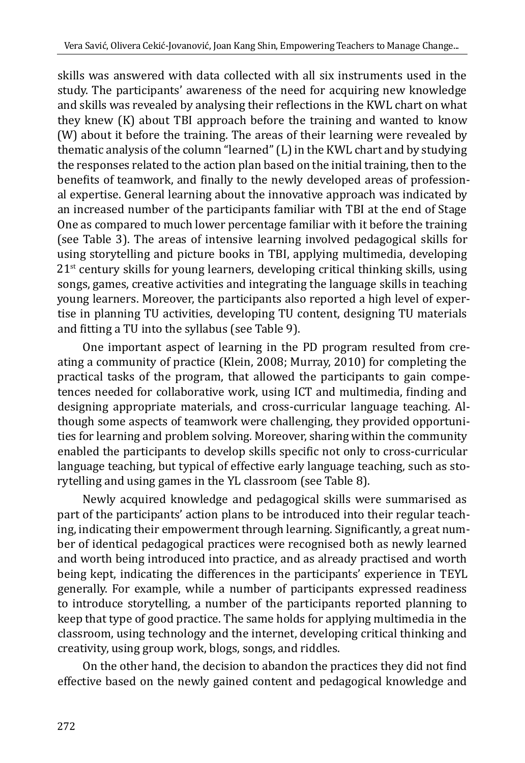skills was answered with data collected with all six instruments used in the study. The participants' awareness of the need for acquiring new knowledge and skills was revealed by analysing their reflections in the KWL chart on what they knew (K) about TBI approach before the training and wanted to know (W) about it before the training. The areas of their learning were revealed by thematic analysis of the column "learned" (L) in the KWL chart and by studying the responses related to the action plan based on the initial training, then to the benefits of teamwork, and finally to the newly developed areas of professional expertise. General learning about the innovative approach was indicated by an increased number of the participants familiar with TBI at the end of Stage One as compared to much lower percentage familiar with it before the training (see Table 3). The areas of intensive learning involved pedagogical skills for using storytelling and picture books in TBI, applying multimedia, developing 21st century skills for young learners, developing critical thinking skills, using songs, games, creative activities and integrating the language skills in teaching young learners. Moreover, the participants also reported a high level of expertise in planning TU activities, developing TU content, designing TU materials and fitting a TU into the syllabus (see Table 9).

One important aspect of learning in the PD program resulted from creating a community of practice (Klein, 2008; Murray, 2010) for completing the practical tasks of the program, that allowed the participants to gain competences needed for collaborative work, using ICT and multimedia, finding and designing appropriate materials, and cross-curricular language teaching. Although some aspects of teamwork were challenging, they provided opportunities for learning and problem solving. Moreover, sharing within the community enabled the participants to develop skills specific not only to cross-curricular language teaching, but typical of effective early language teaching, such as storytelling and using games in the YL classroom (see Table 8).

Newly acquired knowledge and pedagogical skills were summarised as part of the participants' action plans to be introduced into their regular teaching, indicating their empowerment through learning. Significantly, a great number of identical pedagogical practices were recognised both as newly learned and worth being introduced into practice, and as already practised and worth being kept, indicating the differences in the participants' experience in TEYL generally. For example, while a number of participants expressed readiness to introduce storytelling, a number of the participants reported planning to keep that type of good practice. The same holds for applying multimedia in the classroom, using technology and the internet, developing critical thinking and creativity, using group work, blogs, songs, and riddles.

On the other hand, the decision to abandon the practices they did not find effective based on the newly gained content and pedagogical knowledge and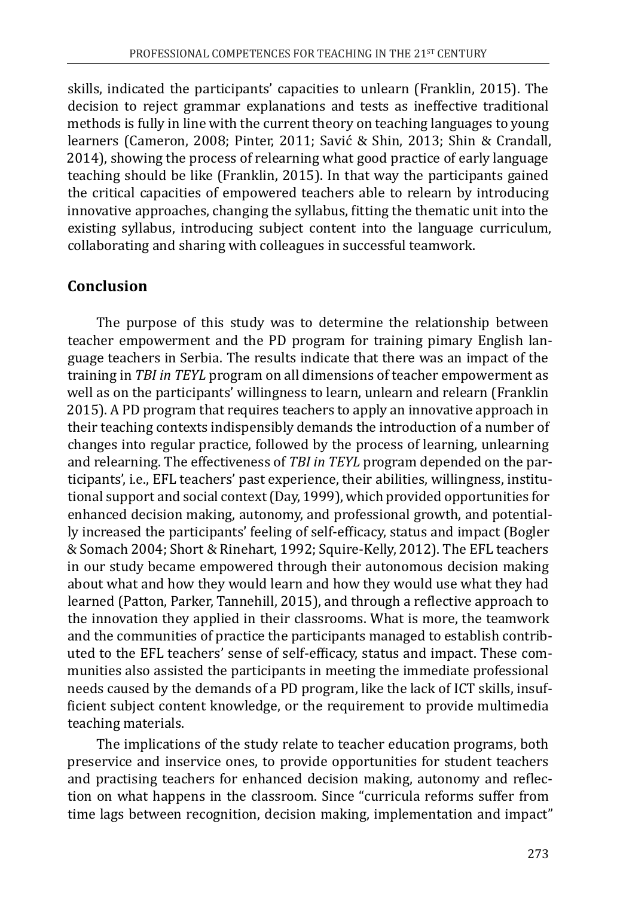skills, indicated the participants' capacities to unlearn (Franklin, 2015). The decision to reject grammar explanations and tests as ineffective traditional methods is fully in line with the current theory on teaching languages to young learners (Cameron, 2008; Pinter, 2011; Savić & Shin, 2013; Shin & Crandall, 2014), showing the process of relearning what good practice of early language teaching should be like (Franklin, 2015). In that way the participants gained the critical capacities of empowered teachers able to relearn by introducing innovative approaches, changing the syllabus, fitting the thematic unit into the existing syllabus, introducing subject content into the language curriculum, collaborating and sharing with colleagues in successful teamwork.

## Conclusion

The purpose of this study was to determine the relationship between teacher empowerment and the PD program for training pimary English language teachers in Serbia. The results indicate that there was an impact of the training in *TBI in TEYL* program on all dimensions of teacher empowerment as well as on the participants' willingness to learn, unlearn and relearn (Franklin 2015). A PD program that requires teachers to apply an innovative approach in their teaching contexts indispensibly demands the introduction of a number of changes into regular practice, followed by the process of learning, unlearning and relearning. The effectiveness of *TBI in TEYL* program depended on the participants', i.e., EFL teachers' past experience, their abilities, willingness, institutional support and social context (Day, 1999), which provided opportunities for enhanced decision making, autonomy, and professional growth, and potentially increased the participants' feeling of self-efficacy, status and impact (Bogler & Somach 2004; Short & Rinehart, 1992; Squire-Kelly, 2012). The EFL teachers in our study became empowered through their autonomous decision making about what and how they would learn and how they would use what they had learned (Patton, Parker, Tannehill, 2015), and through a reflective approach to the innovation they applied in their classrooms. What is more, the teamwork and the communities of practice the participants managed to establish contributed to the EFL teachers' sense of self-efficacy, status and impact. These communities also assisted the participants in meeting the immediate professional needs caused by the demands of a PD program, like the lack of ICT skills, insufficient subject content knowledge, or the requirement to provide multimedia teaching materials.

The implications of the study relate to teacher education programs, both preservice and inservice ones, to provide opportunities for student teachers and practising teachers for enhanced decision making, autonomy and reflection on what happens in the classroom. Since "curricula reforms suffer from time lags between recognition, decision making, implementation and impact"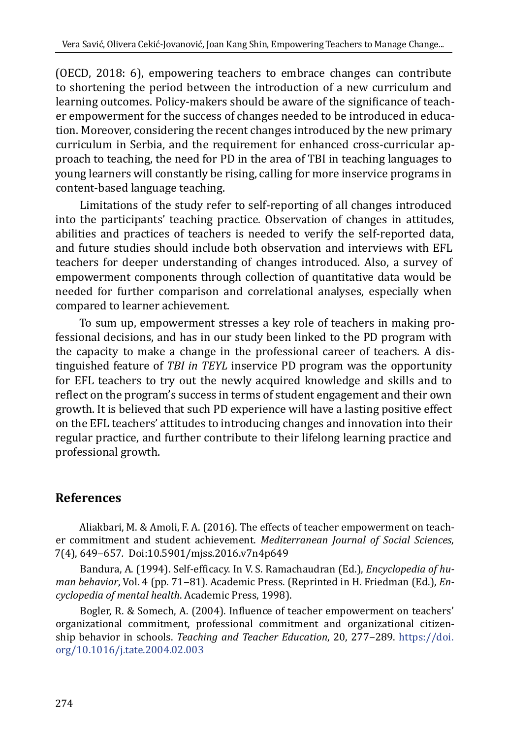(OECD, 2018: 6), empowering teachers to embrace changes can contribute to shortening the period between the introduction of a new curriculum and learning outcomes. Policy-makers should be aware of the significance of teacher empowerment for the success of changes needed to be introduced in education. Moreover, considering the recent changes introduced by the new primary curriculum in Serbia, and the requirement for enhanced cross-curricular approach to teaching, the need for PD in the area of TBI in teaching languages to young learners will constantly be rising, calling for more inservice programs in content-based language teaching.

Limitations of the study refer to self-reporting of all changes introduced into the participants' teaching practice. Observation of changes in attitudes, abilities and practices of teachers is needed to verify the self-reported data, and future studies should include both observation and interviews with EFL teachers for deeper understanding of changes introduced. Also, a survey of empowerment components through collection of quantitative data would be needed for further comparison and correlational analyses, especially when compared to learner achievement.

To sum up, empowerment stresses a key role of teachers in making professional decisions, and has in our study been linked to the PD program with the capacity to make a change in the professional career of teachers. A distinguished feature of *TBI in TEYL* inservice PD program was the opportunity for EFL teachers to try out the newly acquired knowledge and skills and to reflect on the program's success in terms of student engagement and their own growth. It is believed that such PD experience will have a lasting positive effect on the EFL teachers' attitudes to introducing changes and innovation into their regular practice, and further contribute to their lifelong learning practice and professional growth.

## References

Aliakbari, M. & Amoli, F. A. (2016). The effects of teacher empowerment on teacher commitment and student achievement. *Mediterranean Journal of Social Sciences*, 7(4), 649–657. Doi:10.5901/mjss.2016.v7n4p649

Bandura, A. (1994). Self-efficacy. In V. S. Ramachaudran (Ed.), *Encyclopedia of human behavior*, Vol. 4 (pp. 71–81). Academic Press. (Reprinted in H. Friedman (Ed.), *Encyclopedia of mental health*. Academic Press, 1998).

Bogler, R. & Somech, A. (2004). Influence of teacher empowerment on teachers' organizational commitment, professional commitment and organizational citizenship behavior in schools. *Teaching and Teacher Education*, 20, 277–289. https://doi.org/10.1016/j.tate.2004.02.003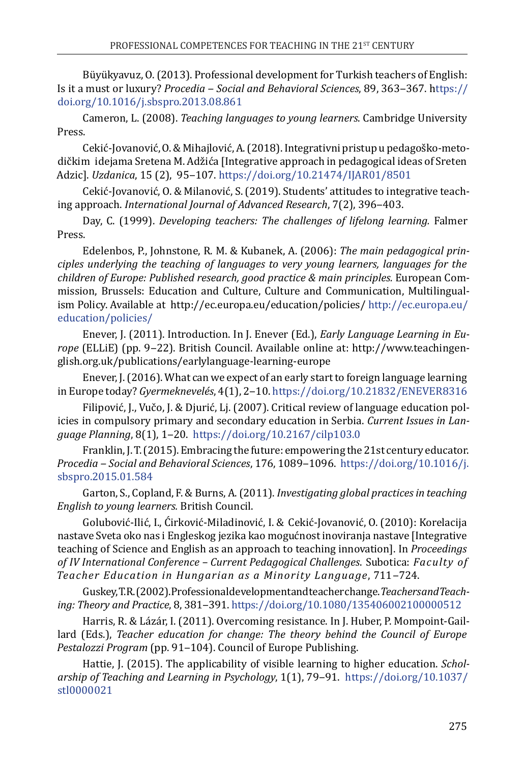Büyükyavuz, O. (2013). Professional development for Turkish teachers of English: Is it a must or luxury? *Procedia – Social and Behavioral Sciences*, 89, 363–367. https://doi.org/10.1016/j.sbspro.2013.08.861

Cameron, L. (2008). *Teaching languages to young learners*. Cambridge University Press.

Cekić-Jovanović, O. & Mihajlović, A. (2018). Integrativni pristup u pedagoško-metodičkim idejama Sretena M. Adžića [Integrative approach in pedagogical ideas of Sreten Adzic]. *Uzdanica*, 15 (2), 95–107. https://doi.org/10.21474/IJAR01/8501

Cekić-Jovanović, O. & Milanović, S. (2019). Students' attitudes to integrative teaching approach. *International Journal of Advanced Research*, 7(2), 396–403.

Day, C. (1999). *Developing teachers: The challenges of lifelong learning.* Falmer Press.

Edelenbos, P., Johnstone, R. M. & Kubanek, A. (2006): *The main pedagogical principles underlying the teaching of languages to very young learners, languages for the children of Europe: Published research, good practice & main principles.* European Commission, Brussels: Education and Culture, Culture and Communication, Multilingualism Policy. Available at http://ec.europa.eu/education/policies/ http://ec.europa.eu/education/policies/

Enever, J. (2011). Introduction. In J. Enever (Ed.), *Early Language Learning in Europe* (ELLiE) (pp. 9–22). British Council. Available online at: http://www.teachingenglish.org.uk/publications/earlylanguage-learning-europe

Enever, J. (2016). What can we expect of an early start to foreign language learning in Europe today? *Gyermeknevelés*, 4(1), 2–10. https://doi.org/10.21832/ENEVER8316

Filipović, J., Vučo, J. & Djurić, Lj. (2007). Critical review of language education policies in compulsory primary and secondary education in Serbia. *Current Issues in Language Planning*, 8(1), 1–20. https://doi.org/10.2167/cilp103.0

Franklin, J. T. (2015). Embracing the future: empowering the 21st century educator. *Procedia – Social and Behavioral Sciences*, 176, 1089–1096. https://doi.org/10.1016/j.sbspro.2015.01.584

Garton, S., Copland, F. & Burns, A. (2011). *Investigating global practices in teaching English to young learners.* British Council.

Golubović-Ilić, I., Ćirković-Miladinović, I. & Cekić-Jovanović, O. (2010): Korelacija nastave Sveta oko nas i Engleskog jezika kao mogućnost inoviranja nastave [Integrative teaching of Science and English as an approach to teaching innovation]. In *Proceedings of IV International Conference – Current Pedagogical Challenges*. Subotica: *Faculty of Teacher Education in Hungarian as a Minority Language*, 711–724.

Guskey, T.R. (2002). Professional development and teacher change. *Teachers and Teaching: Theory and Practice*, 8, 381–391. https://doi.org/10.1080/135406002100000512

Harris, R. & Lázár, I. (2011). Overcoming resistance. In J. Huber, P. Mompoint-Gaillard (Eds.), *Teacher education for change: The theory behind the Council of Europe Pestalozzi Program* (pp. 91–104). Council of Europe Publishing.

Hattie, J. (2015). The applicability of visible learning to higher education. *Scholarship of Teaching and Learning in Psychology*, 1(1), 79–91. https://doi.org/10.1037/stl0000021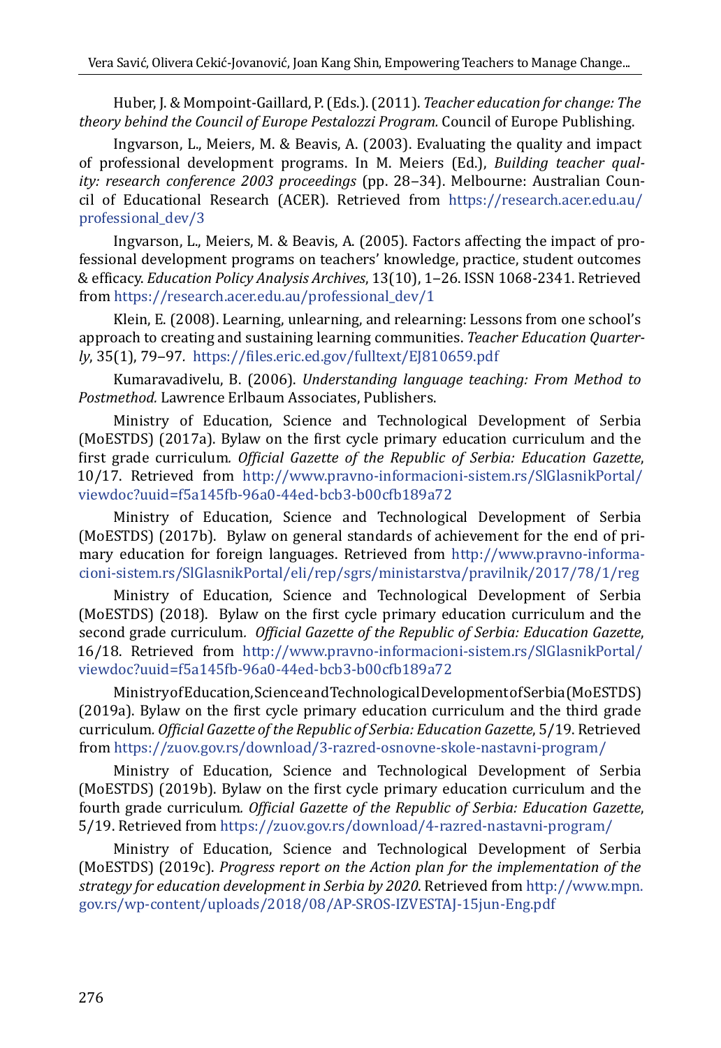Huber, J. & Mompoint-Gaillard, P. (Eds.). (2011). *Teacher education for change: The theory behind the Council of Europe Pestalozzi Program.* Council of Europe Publishing.

Ingvarson, L., Meiers, M. & Beavis, A. (2003). Evaluating the quality and impact of professional development programs. In M. Meiers (Ed.), *Building teacher quality: research conference 2003 proceedings* (pp. 28–34). Melbourne: Australian Council of Educational Research (ACER). Retrieved from https://research.acer.edu.au/professional_dev/3

Ingvarson, L., Meiers, M. & Beavis, A. (2005). Factors affecting the impact of professional development programs on teachers' knowledge, practice, student outcomes & efficacy. *Education Policy Analysis Archives*, 13(10), 1–26. ISSN 1068-2341. Retrieved from https://research.acer.edu.au/professional_dev/1

Klein, E. (2008). Learning, unlearning, and relearning: Lessons from one school's approach to creating and sustaining learning communities. *Teacher Education Quarterly*, 35(1), 79–97. https://files.eric.ed.gov/fulltext/EJ810659.pdf

Kumaravadivelu, B. (2006). *Understanding language teaching: From Method to Postmethod.* Lawrence Erlbaum Associates, Publishers.

Ministry of Education, Science and Technological Development of Serbia (MoESTDS) (2017a). Bylaw on the first cycle primary education curriculum and the first grade curriculum*. Official Gazette of the Republic of Serbia: Education Gazette*, 10/17. Retrieved from http://www.pravno-informacioni-sistem.rs/SlGlasnikPortal/viewdoc?uuid=f5a145fb-96a0-44ed-bcb3-b00cfb189a72

Ministry of Education, Science and Technological Development of Serbia (MoESTDS) (2017b). Bylaw on general standards of achievement for the end of primary education for foreign languages. Retrieved from http://www.pravno-informacioni-sistem.rs/SlGlasnikPortal/eli/rep/sgrs/ministarstva/pravilnik/2017/78/1/reg

Ministry of Education, Science and Technological Development of Serbia (MoESTDS) (2018). Bylaw on the first cycle primary education curriculum and the second grade curriculum*. Official Gazette of the Republic of Serbia: Education Gazette*, 16/18. Retrieved from http://www.pravno-informacioni-sistem.rs/SlGlasnikPortal/viewdoc?uuid=f5a145fb-96a0-44ed-bcb3-b00cfb189a72

Ministry of Education, Science and Technological Development of Serbia (MoESTDS) (2019a). Bylaw on the first cycle primary education curriculum and the third grade curriculum*. Official Gazette of the Republic of Serbia: Education Gazette*, 5/19. Retrieved from https://zuov.gov.rs/download/3-razred-osnovne-skole-nastavni-program/

Ministry of Education, Science and Technological Development of Serbia (MoESTDS) (2019b). Bylaw on the first cycle primary education curriculum and the fourth grade curriculum*. Official Gazette of the Republic of Serbia: Education Gazette*, 5/19. Retrieved from https://zuov.gov.rs/download/4-razred-nastavni-program/

Ministry of Education, Science and Technological Development of Serbia (MoESTDS) (2019c). *Progress report on the Action plan for the implementation of the strategy for education development in Serbia by 2020*. Retrieved from http://www.mpn.gov.rs/wp-content/uploads/2018/08/AP-SROS-IZVESTAJ-15jun-Eng.pdf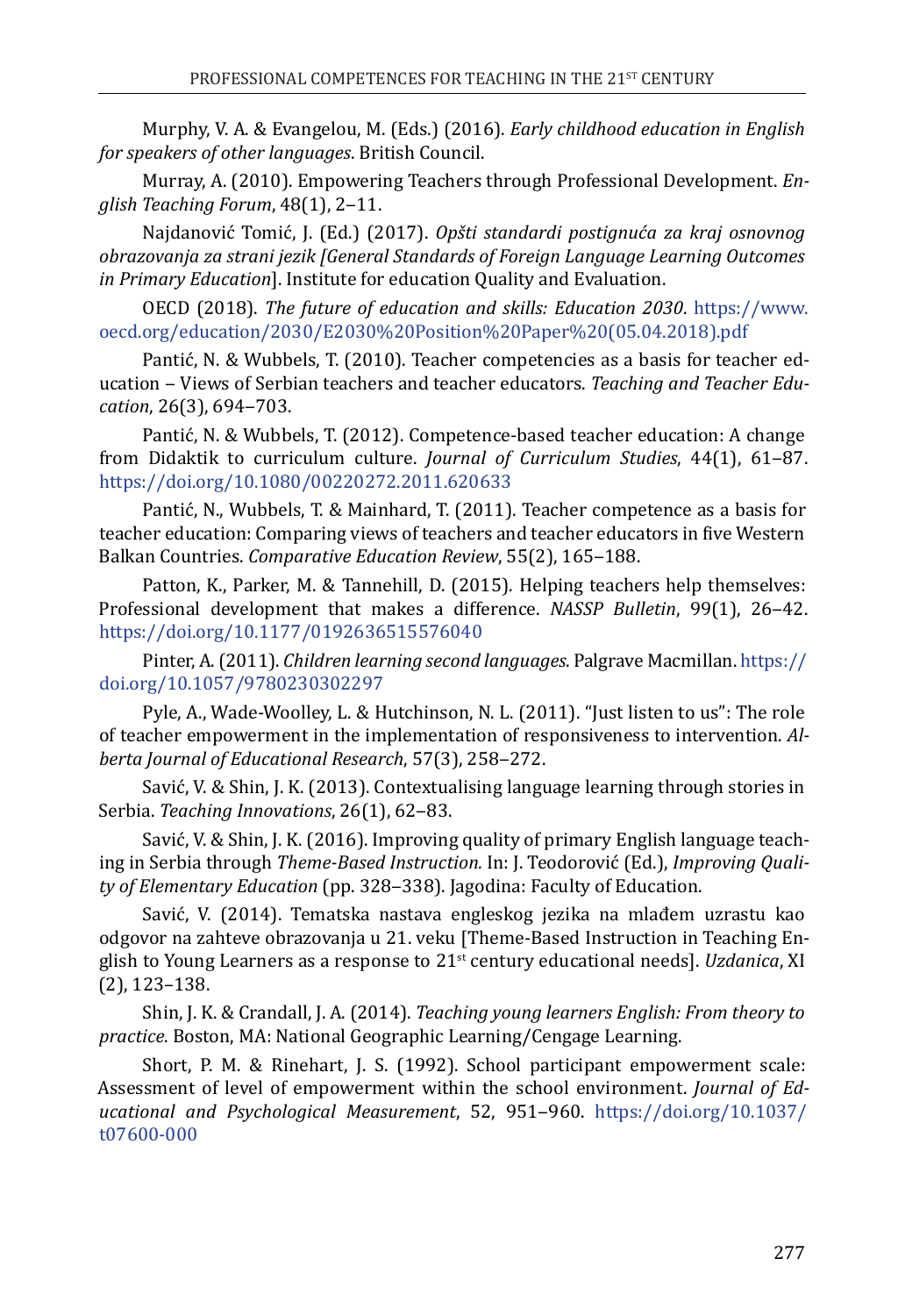Murphy, V. A. & Evangelou, M. (Eds.) (2016). *Early childhood education in English for speakers of other languages*. British Council.

Murray, A. (2010). Empowering Teachers through Professional Development. *English Teaching Forum*, 48(1), 2–11.

Najdanović Tomić, J. (Ed.) (2017). *Opšti standardi postignuća za kraj osnovnog obrazovanja za strani jezik [General Standards of Foreign Language Learning Outcomes in Primary Education*]. Institute for education Quality and Evaluation.

OECD (2018). *The future of education and skills: Education 2030*. https://www.oecd.org/education/2030/E2030%20Position%20Paper%20(05.04.2018).pdf

Pantić, N. & Wubbels, T. (2010). Teacher competencies as a basis for teacher education – Views of Serbian teachers and teacher educators. *Teaching and Teacher Education*, 26(3), 694–703.

Pantić, N. & Wubbels, T. (2012). Competence-based teacher education: A change from Didaktik to curriculum culture. *Journal of Curriculum Studies*, 44(1), 61–87. https://doi.org/10.1080/00220272.2011.620633

Pantić, N., Wubbels, T. & Mainhard, T. (2011). Teacher competence as a basis for teacher education: Comparing views of teachers and teacher educators in five Western Balkan Countries. *Comparative Education Review*, 55(2), 165–188.

Patton, K., Parker, M. & Tannehill, D. (2015). Helping teachers help themselves: Professional development that makes a difference. *NASSP Bulletin*, 99(1), 26–42. https://doi.org/10.1177/0192636515576040

Pinter, A. (2011). *Children learning second languages*. Palgrave Macmillan. https://doi.org/10.1057/9780230302297

Pyle, A., Wade-Woolley, L. & Hutchinson, N. L. (2011). "Just listen to us": The role of teacher empowerment in the implementation of responsiveness to intervention. *Alberta Journal of Educational Research*, 57(3), 258–272.

Savić, V. & Shin, J. K. (2013). Contextualising language learning through stories in Serbia. *Teaching Innovations*, 26(1), 62–83.

Savić, V. & Shin, J. K. (2016). Improving quality of primary English language teaching in Serbia through *Theme-Based Instruction.* In: J. Teodorović (Ed.), *Improving Quality of Elementary Education* (pp. 328–338). Jagodina: Faculty of Education.

Savić, V. (2014). Tematska nastava engleskog jezika na mlađem uzrastu kao odgovor na zahteve obrazovanja u 21. veku [Theme-Based Instruction in Teaching English to Young Learners as a response to 21st century educational needs]. *Uzdanica*, XI (2), 123–138.

Shin, J. K. & Crandall, J. A. (2014). *Teaching young learners English: From theory to practice*. Boston, MA: National Geographic Learning/Cengage Learning.

Short, P. M. & Rinehart, J. S. (1992). School participant empowerment scale: Assessment of level of empowerment within the school environment. *Journal of Educational and Psychological Measurement*, 52, 951–960. https://doi.org/10.1037/t07600-000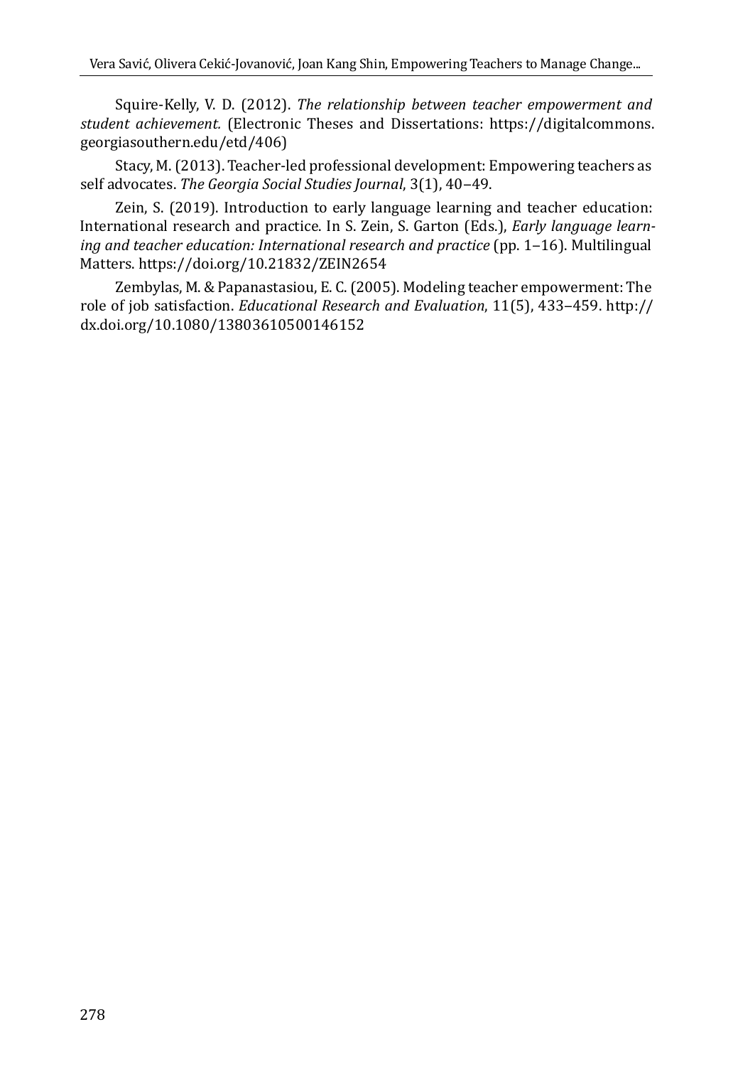Squire-Kelly, V. D. (2012). *The relationship between teacher empowerment and student achievement.* (Electronic Theses and Dissertations: https://digitalcommons.georgiasouthern.edu/etd/406)

Stacy, M. (2013). Teacher-led professional development: Empowering teachers as self advocates. *The Georgia Social Studies Journal*, 3(1), 40–49.

Zein, S. (2019). Introduction to early language learning and teacher education: International research and practice. In S. Zein, S. Garton (Eds.), *Early language learning and teacher education: International research and practice* (pp. 1–16). Multilingual Matters. https://doi.org/10.21832/ZEIN2654

Zembylas, M. & Papanastasiou, E. C. (2005). Modeling teacher empowerment: The role of job satisfaction. *Educational Research and Evaluation*, 11(5), 433–459. http://dx.doi.org/10.1080/13803610500146152